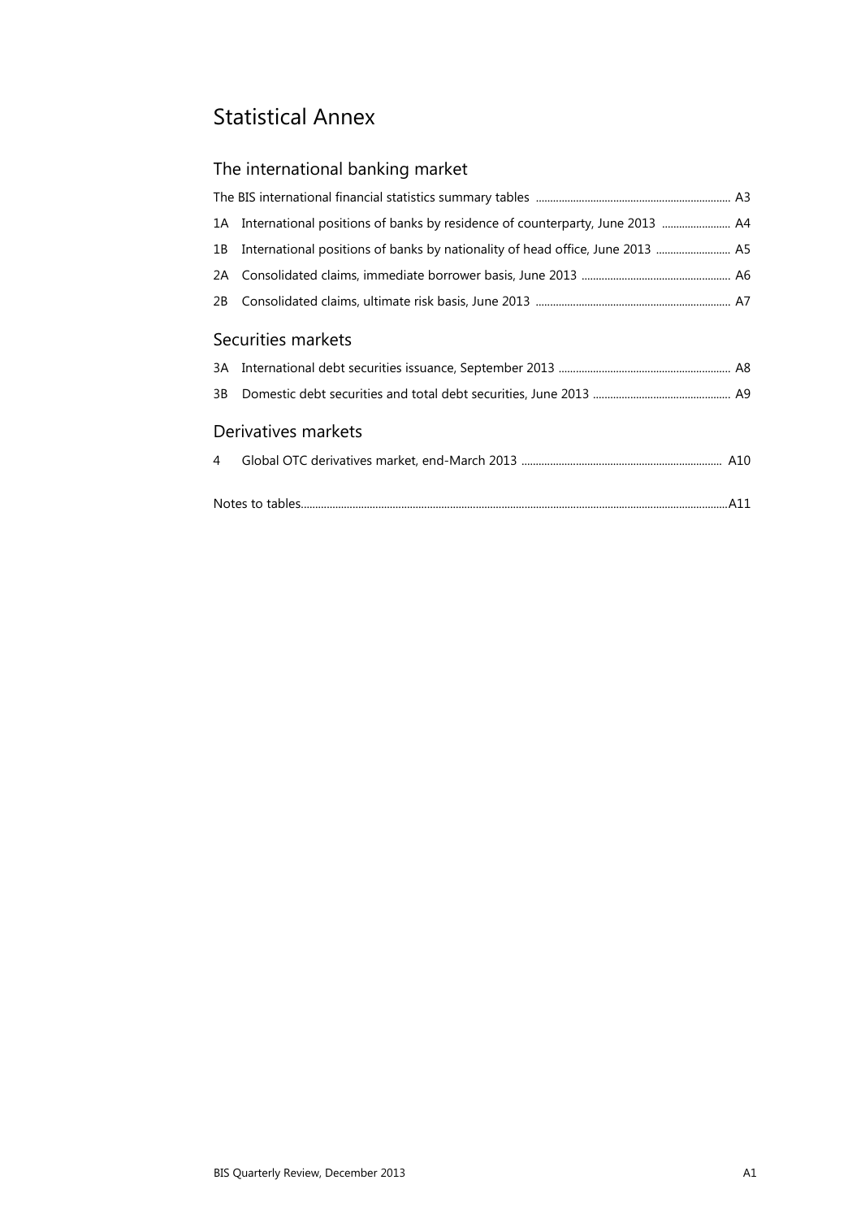# Statistical Annex

## The international banking market

The BIS international financial statistics summary tables ........................................................................ A3

1A International positions of banks by residence of counterparty, June 2013 ........................ A4

1B International positions of banks by nationality of head office, June 2013 .......................... A5

2A Consolidated claims, immediate borrower basis, June 2013 ................................................... A6

2B Consolidated claims, ultimate risk basis, June 2013 .................................................................... A7

## Securities markets

3A International debt securities issuance, September 2013 ............................................................ A8

3B Domestic debt securities and total debt securities, June 2013 ................................................ A9

## Derivatives markets

4 Global OTC derivatives market, end-March 2013 ...................................................................... A10

Notes to tables.....................................................................................................................................................A11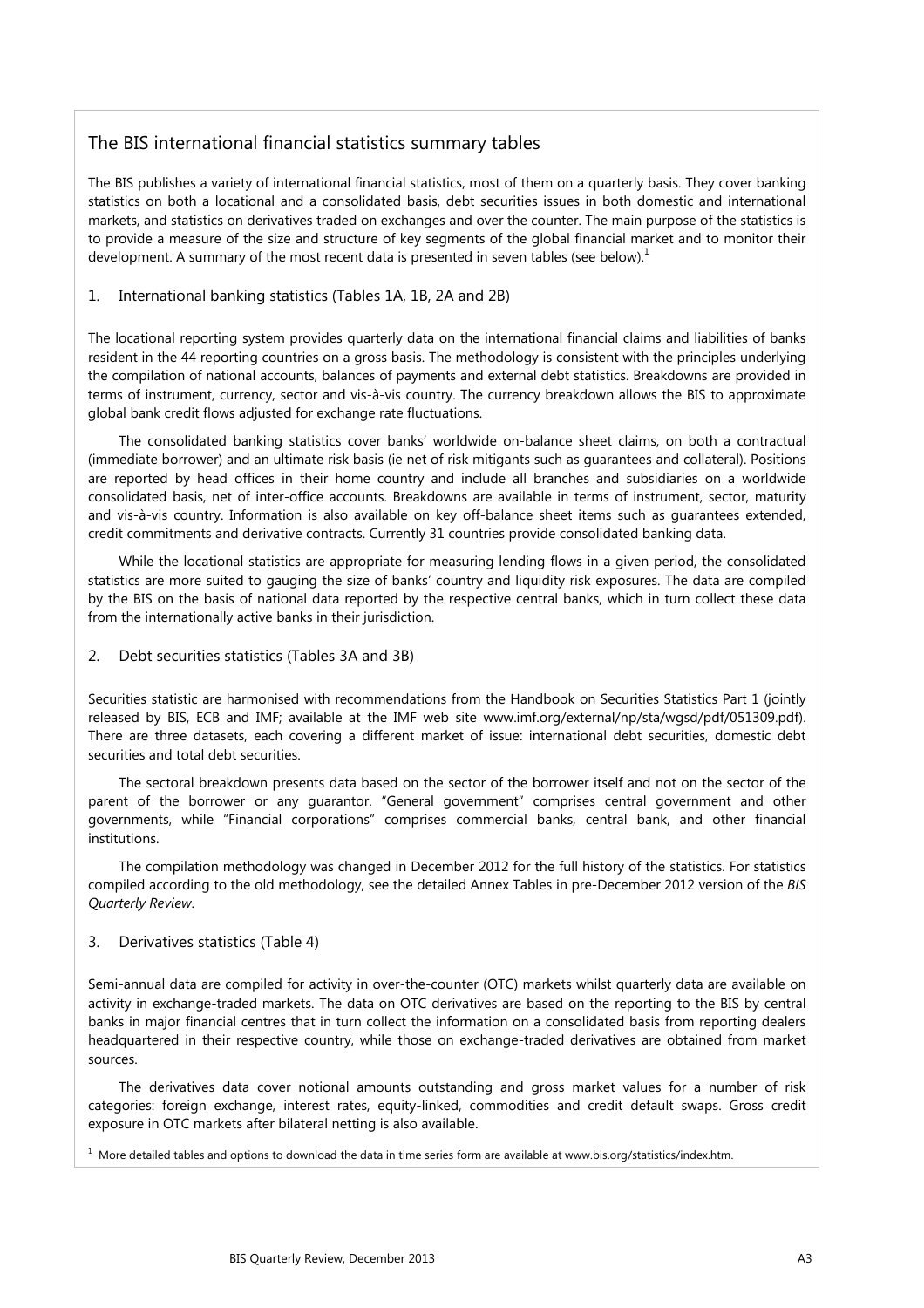## The BIS international financial statistics summary tables

The BIS publishes a variety of international financial statistics, most of them on a quarterly basis. They cover banking statistics on both a locational and a consolidated basis, debt securities issues in both domestic and international markets, and statistics on derivatives traded on exchanges and over the counter. The main purpose of the statistics is to provide a measure of the size and structure of key segments of the global financial market and to monitor their development. A summary of the most recent data is presented in seven tables (see below).[1]

### 1. International banking statistics (Tables 1A, 1B, 2A and 2B)

The locational reporting system provides quarterly data on the international financial claims and liabilities of banks resident in the 44 reporting countries on a gross basis. The methodology is consistent with the principles underlying the compilation of national accounts, balances of payments and external debt statistics. Breakdowns are provided in terms of instrument, currency, sector and vis-à-vis country. The currency breakdown allows the BIS to approximate global bank credit flows adjusted for exchange rate fluctuations.

The consolidated banking statistics cover banks' worldwide on-balance sheet claims, on both a contractual (immediate borrower) and an ultimate risk basis (ie net of risk mitigants such as guarantees and collateral). Positions are reported by head offices in their home country and include all branches and subsidiaries on a worldwide consolidated basis, net of inter-office accounts. Breakdowns are available in terms of instrument, sector, maturity and vis-à-vis country. Information is also available on key off-balance sheet items such as guarantees extended, credit commitments and derivative contracts. Currently 31 countries provide consolidated banking data.

While the locational statistics are appropriate for measuring lending flows in a given period, the consolidated statistics are more suited to gauging the size of banks' country and liquidity risk exposures. The data are compiled by the BIS on the basis of national data reported by the respective central banks, which in turn collect these data from the internationally active banks in their jurisdiction.

### 2. Debt securities statistics (Tables 3A and 3B)

Securities statistic are harmonised with recommendations from the Handbook on Securities Statistics Part 1 (jointly released by BIS, ECB and IMF; available at the IMF web site www.imf.org/external/np/sta/wgsd/pdf/051309.pdf). There are three datasets, each covering a different market of issue: international debt securities, domestic debt securities and total debt securities.

The sectoral breakdown presents data based on the sector of the borrower itself and not on the sector of the parent of the borrower or any guarantor. "General government" comprises central government and other governments, while "Financial corporations" comprises commercial banks, central bank, and other financial institutions.

The compilation methodology was changed in December 2012 for the full history of the statistics. For statistics compiled according to the old methodology, see the detailed Annex Tables in pre-December 2012 version of the *BIS Quarterly Review*.

### 3. Derivatives statistics (Table 4)

Semi-annual data are compiled for activity in over-the-counter (OTC) markets whilst quarterly data are available on activity in exchange-traded markets. The data on OTC derivatives are based on the reporting to the BIS by central banks in major financial centres that in turn collect the information on a consolidated basis from reporting dealers headquartered in their respective country, while those on exchange-traded derivatives are obtained from market sources.

The derivatives data cover notional amounts outstanding and gross market values for a number of risk categories: foreign exchange, interest rates, equity-linked, commodities and credit default swaps. Gross credit exposure in OTC markets after bilateral netting is also available.

[1] More detailed tables and options to download the data in time series form are available at www.bis.org/statistics/index.htm.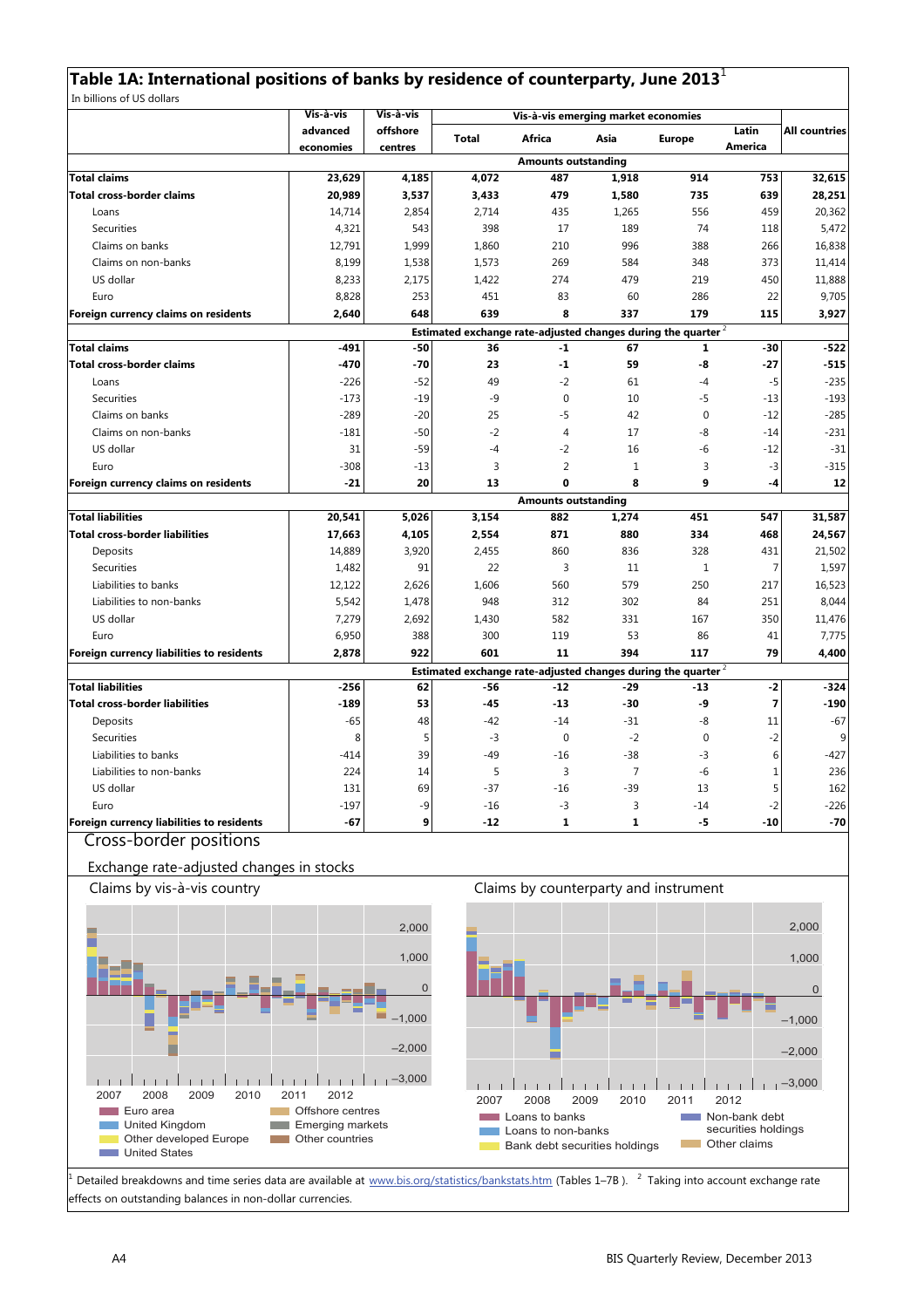# Table 1A: International positions of banks by residence of counterparty, June 2013[1]

In billions of US dollars

| | Vis-à-vis advanced economies | Vis-à-vis offshore centres | Vis-à-vis emerging market economies | | | | | All countries |
|---|---|---|---|---|---|---|---|---|
| | | | Total | Africa | Asia | Europe | Latin America | |
| **Amounts outstanding** | | | | | | | | |
| **Total claims** | **23,629** | **4,185** | **4,072** | **487** | **1,918** | **914** | **753** | **32,615** |
| **Total cross-border claims** | **20,989** | **3,537** | **3,433** | **479** | **1,580** | **735** | **639** | **28,251** |
| Loans | 14,714 | 2,854 | 2,714 | 435 | 1,265 | 556 | 459 | 20,362 |
| Securities | 4,321 | 543 | 398 | 17 | 189 | 74 | 118 | 5,472 |
| Claims on banks | 12,791 | 1,999 | 1,860 | 210 | 996 | 388 | 266 | 16,838 |
| Claims on non-banks | 8,199 | 1,538 | 1,573 | 269 | 584 | 348 | 373 | 11,414 |
| US dollar | 8,233 | 2,175 | 1,422 | 274 | 479 | 219 | 450 | 11,888 |
| Euro | 8,828 | 253 | 451 | 83 | 60 | 286 | 22 | 9,705 |
| **Foreign currency claims on residents** | **2,640** | **648** | **639** | **8** | **337** | **179** | **115** | **3,927** |
| **Estimated exchange rate-adjusted changes during the quarter[2]** | | | | | | | | |
| **Total claims** | **-491** | **-50** | **36** | **-1** | **67** | **1** | **-30** | **-522** |
| **Total cross-border claims** | **-470** | **-70** | **23** | **-1** | **59** | **-8** | **-27** | **-515** |
| Loans | -226 | -52 | 49 | -2 | 61 | -4 | -5 | -235 |
| Securities | -173 | -19 | -9 | 0 | 10 | -5 | -13 | -193 |
| Claims on banks | -289 | -20 | 25 | -5 | 42 | 0 | -12 | -285 |
| Claims on non-banks | -181 | -50 | -2 | 4 | 17 | -8 | -14 | -231 |
| US dollar | 31 | -59 | -4 | -2 | 16 | -6 | -12 | -31 |
| Euro | -308 | -13 | 3 | 2 | 1 | 3 | -3 | -315 |
| **Foreign currency claims on residents** | **-21** | **20** | **13** | **0** | **8** | **9** | **-4** | **12** |
| **Amounts outstanding** | | | | | | | | |
| **Total liabilities** | **20,541** | **5,026** | **3,154** | **882** | **1,274** | **451** | **547** | **31,587** |
| **Total cross-border liabilities** | **17,663** | **4,105** | **2,554** | **871** | **880** | **334** | **468** | **24,567** |
| Deposits | 14,889 | 3,920 | 2,455 | 860 | 836 | 328 | 431 | 21,502 |
| Securities | 1,482 | 91 | 22 | 3 | 11 | 1 | 7 | 1,597 |
| Liabilities to banks | 12,122 | 2,626 | 1,606 | 560 | 579 | 250 | 217 | 16,523 |
| Liabilities to non-banks | 5,542 | 1,478 | 948 | 312 | 302 | 84 | 251 | 8,044 |
| US dollar | 7,279 | 2,692 | 1,430 | 582 | 331 | 167 | 350 | 11,476 |
| Euro | 6,950 | 388 | 300 | 119 | 53 | 86 | 41 | 7,775 |
| **Foreign currency liabilities to residents** | **2,878** | **922** | **601** | **11** | **394** | **117** | **79** | **4,400** |
| **Estimated exchange rate-adjusted changes during the quarter[2]** | | | | | | | | |
| **Total liabilities** | **-256** | **62** | **-56** | **-12** | **-29** | **-13** | **-2** | **-324** |
| **Total cross-border liabilities** | **-189** | **53** | **-45** | **-13** | **-30** | **-9** | **7** | **-190** |
| Deposits | -65 | 48 | -42 | -14 | -31 | -8 | 11 | -67 |
| Securities | 8 | 5 | -3 | 0 | -2 | 0 | -2 | 9 |
| Liabilities to banks | -414 | 39 | -49 | -16 | -38 | -3 | 6 | -427 |
| Liabilities to non-banks | 224 | 14 | 5 | 3 | 7 | -6 | 1 | 236 |
| US dollar | 131 | 69 | -37 | -16 | -39 | 13 | 5 | 162 |
| Euro | -197 | -9 | -16 | -3 | 3 | -14 | -2 | -226 |
| **Foreign currency liabilities to residents** | **-67** | **9** | **-12** | **1** | **1** | **-5** | **-10** | **-70** |

## Cross-border positions

Exchange rate-adjusted changes in stocks

Claims by vis-à-vis country

Legend: Euro area; United Kingdom; Other developed Europe; United States; Offshore centres; Emerging markets; Other countries

Claims by counterparty and instrument

Legend: Loans to banks; Loans to non-banks; Bank debt securities holdings; Non-bank debt securities holdings; Other claims

[1] Detailed breakdowns and time series data are available at www.bis.org/statistics/bankstats.htm (Tables 1–7B ). [2] Taking into account exchange rate effects on outstanding balances in non-dollar currencies.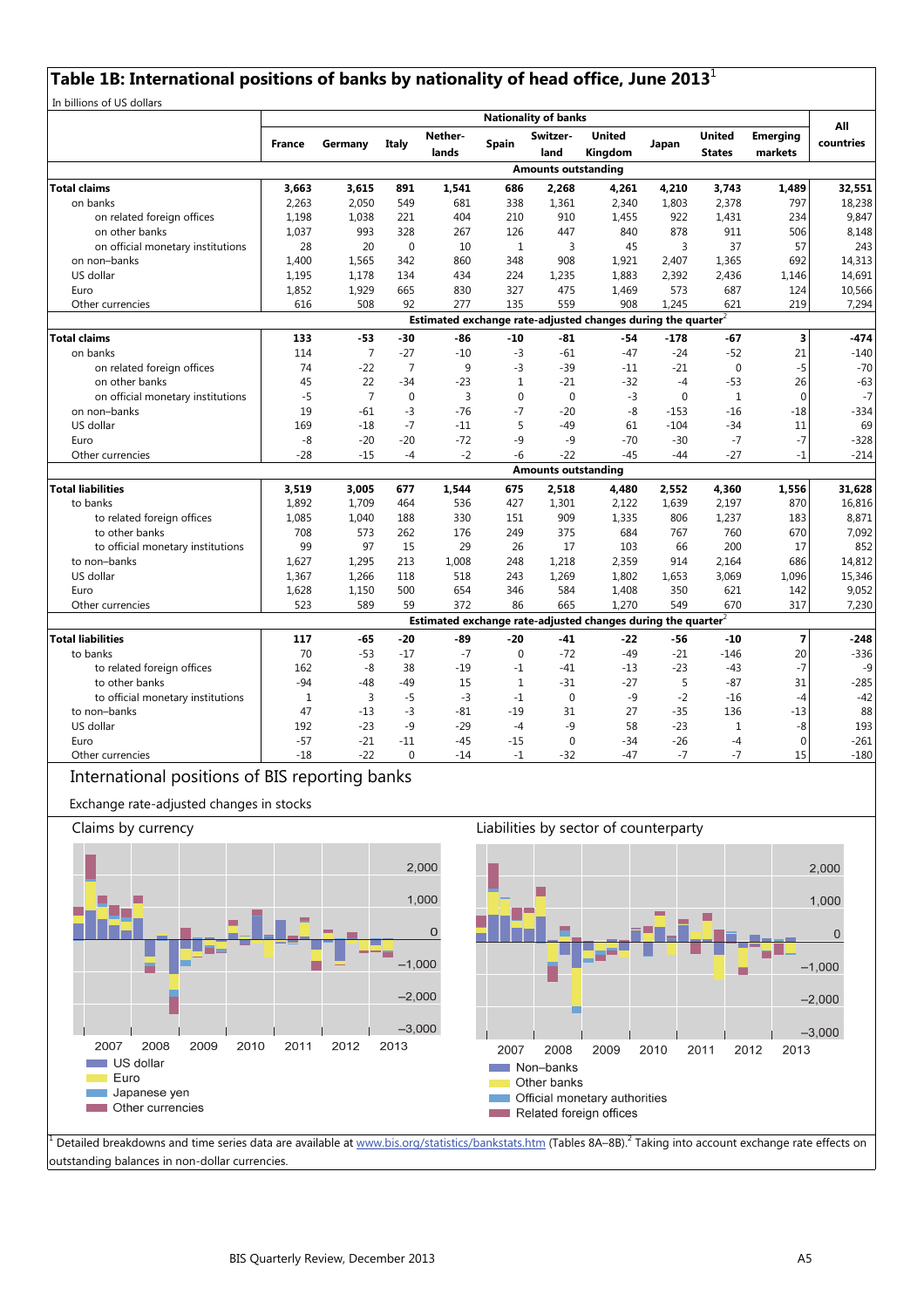## Table 1B: International positions of banks by nationality of head office, June 2013[1]

In billions of US dollars

| | France | Germany | Italy | Nether-lands | Spain | Switzer-land | United Kingdom | Japan | United States | Emerging markets | All countries |
|---|---|---|---|---|---|---|---|---|---|---|---|
| | **Nationality of banks** | | | | | | | | | | |
| | **Amounts outstanding** | | | | | | | | | | |
| **Total claims** | **3,663** | **3,615** | **891** | **1,541** | **686** | **2,268** | **4,261** | **4,210** | **3,743** | **1,489** | **32,551** |
| on banks | 2,263 | 2,050 | 549 | 681 | 338 | 1,361 | 2,340 | 1,803 | 2,378 | 797 | 18,238 |
| on related foreign offices | 1,198 | 1,038 | 221 | 404 | 210 | 910 | 1,455 | 922 | 1,431 | 234 | 9,847 |
| on other banks | 1,037 | 993 | 328 | 267 | 126 | 447 | 840 | 878 | 911 | 506 | 8,148 |
| on official monetary institutions | 28 | 20 | 0 | 10 | 1 | 3 | 45 | 3 | 37 | 57 | 243 |
| on non–banks | 1,400 | 1,565 | 342 | 860 | 348 | 908 | 1,921 | 2,407 | 1,365 | 692 | 14,313 |
| US dollar | 1,195 | 1,178 | 134 | 434 | 224 | 1,235 | 1,883 | 2,392 | 2,436 | 1,146 | 14,691 |
| Euro | 1,852 | 1,929 | 665 | 830 | 327 | 475 | 1,469 | 573 | 687 | 124 | 10,566 |
| Other currencies | 616 | 508 | 92 | 277 | 135 | 559 | 908 | 1,245 | 621 | 219 | 7,294 |
| | **Estimated exchange rate-adjusted changes during the quarter[2]** | | | | | | | | | | |
| **Total claims** | **133** | **-53** | **-30** | **-86** | **-10** | **-81** | **-54** | **-178** | **-67** | **3** | **-474** |
| on banks | 114 | 7 | -27 | -10 | -3 | -61 | -47 | -24 | -52 | 21 | -140 |
| on related foreign offices | 74 | -22 | 7 | 9 | -3 | -39 | -11 | -21 | 0 | -5 | -70 |
| on other banks | 45 | 22 | -34 | -23 | 1 | -21 | -32 | -4 | -53 | 26 | -63 |
| on official monetary institutions | -5 | 7 | 0 | 3 | 0 | 0 | -3 | 0 | 1 | 0 | -7 |
| on non–banks | 19 | -61 | -3 | -76 | -7 | -20 | -8 | -153 | -16 | -18 | -334 |
| US dollar | 169 | -18 | -7 | -11 | 5 | -49 | 61 | -104 | -34 | 11 | 69 |
| Euro | -8 | -20 | -20 | -72 | -9 | -9 | -70 | -30 | -7 | -7 | -328 |
| Other currencies | -28 | -15 | -4 | -2 | -6 | -22 | -45 | -44 | -27 | -1 | -214 |
| | **Amounts outstanding** | | | | | | | | | | |
| **Total liabilities** | **3,519** | **3,005** | **677** | **1,544** | **675** | **2,518** | **4,480** | **2,552** | **4,360** | **1,556** | **31,628** |
| to banks | 1,892 | 1,709 | 464 | 536 | 427 | 1,301 | 2,122 | 1,639 | 2,197 | 870 | 16,816 |
| to related foreign offices | 1,085 | 1,040 | 188 | 330 | 151 | 909 | 1,335 | 806 | 1,237 | 183 | 8,871 |
| to other banks | 708 | 573 | 262 | 176 | 249 | 375 | 684 | 767 | 760 | 670 | 7,092 |
| to official monetary institutions | 99 | 97 | 15 | 29 | 26 | 17 | 103 | 66 | 200 | 17 | 852 |
| to non–banks | 1,627 | 1,295 | 213 | 1,008 | 248 | 1,218 | 2,359 | 914 | 2,164 | 686 | 14,812 |
| US dollar | 1,367 | 1,266 | 118 | 518 | 243 | 1,269 | 1,802 | 1,653 | 3,069 | 1,096 | 15,346 |
| Euro | 1,628 | 1,150 | 500 | 654 | 346 | 584 | 1,408 | 350 | 621 | 142 | 9,052 |
| Other currencies | 523 | 589 | 59 | 372 | 86 | 665 | 1,270 | 549 | 670 | 317 | 7,230 |
| | **Estimated exchange rate-adjusted changes during the quarter[2]** | | | | | | | | | | |
| **Total liabilities** | **117** | **-65** | **-20** | **-89** | **-20** | **-41** | **-22** | **-56** | **-10** | **7** | **-248** |
| to banks | 70 | -53 | -17 | -7 | 0 | -72 | -49 | -21 | -146 | 20 | -336 |
| to related foreign offices | 162 | -8 | 38 | -19 | -1 | -41 | -13 | -23 | -43 | -7 | -9 |
| to other banks | -94 | -48 | -49 | 15 | 1 | -31 | -27 | 5 | -87 | 31 | -285 |
| to official monetary institutions | 1 | 3 | -5 | -3 | -1 | 0 | -9 | -2 | -16 | -4 | -42 |
| to non–banks | 47 | -13 | -3 | -81 | -19 | 31 | 27 | -35 | 136 | -13 | 88 |
| US dollar | 192 | -23 | -9 | -29 | -4 | -9 | 58 | -23 | 1 | -8 | 193 |
| Euro | -57 | -21 | -11 | -45 | -15 | 0 | -34 | -26 | -4 | 0 | -261 |
| Other currencies | -18 | -22 | 0 | -14 | -1 | -32 | -47 | -7 | -7 | 15 | -180 |

### International positions of BIS reporting banks

Exchange rate-adjusted changes in stocks

Claims by currency

Legend: US dollar; Euro; Japanese yen; Other currencies

Liabilities by sector of counterparty

Legend: Non–banks; Other banks; Official monetary authorities; Related foreign offices

[1] Detailed breakdowns and time series data are available at www.bis.org/statistics/bankstats.htm (Tables 8A–8B). [2] Taking into account exchange rate effects on outstanding balances in non-dollar currencies.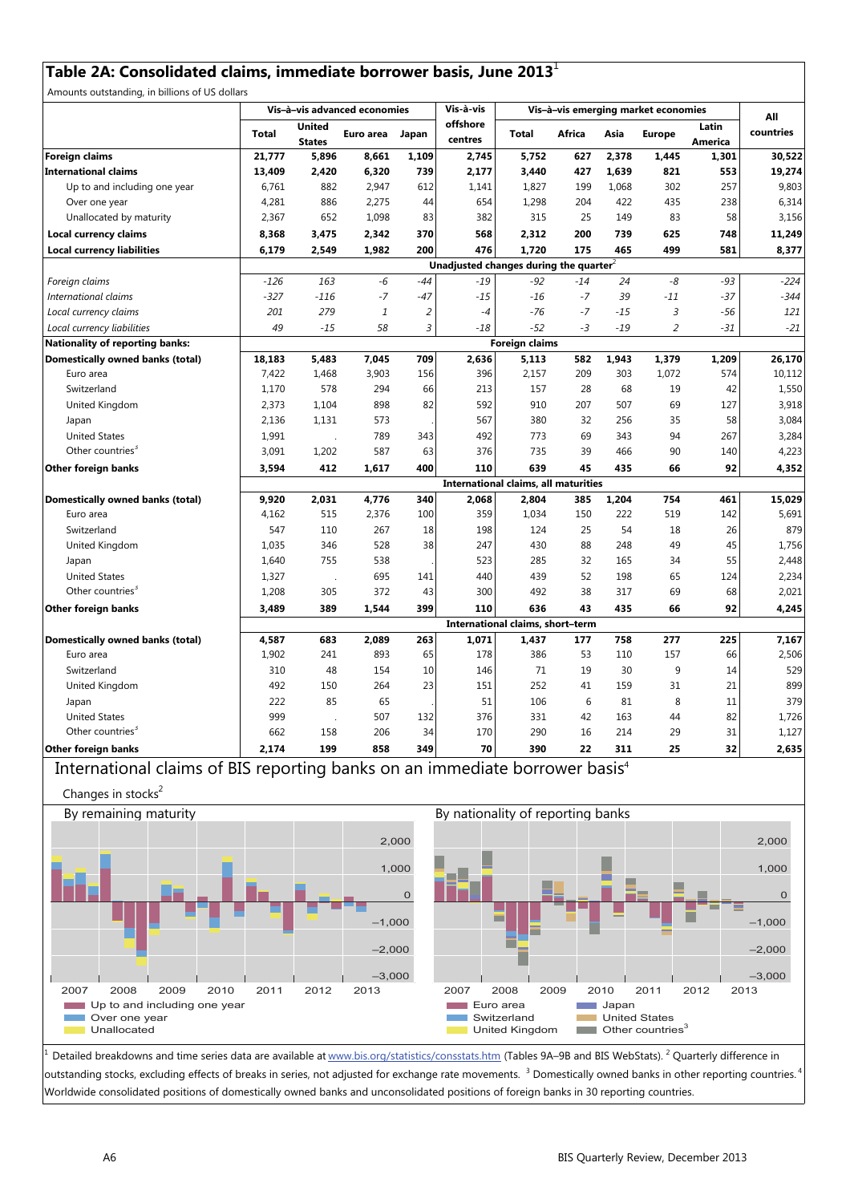## Table 2A: Consolidated claims, immediate borrower basis, June 2013[1]

Amounts outstanding, in billions of US dollars

| | Vis-à-vis advanced economies | | | | Vis-à-vis offshore centres | Vis-à-vis emerging market economies | | | | | All countries |
|---|---|---|---|---|---|---|---|---|---|---|---|
| | Total | United States | Euro area | Japan | | Total | Africa | Asia | Europe | Latin America | |
| **Foreign claims** | **21,777** | **5,896** | **8,661** | **1,109** | **2,745** | **5,752** | **627** | **2,378** | **1,445** | **1,301** | **30,522** |
| **International claims** | **13,409** | **2,420** | **6,320** | **739** | **2,177** | **3,440** | **427** | **1,639** | **821** | **553** | **19,274** |
| Up to and including one year | 6,761 | 882 | 2,947 | 612 | 1,141 | 1,827 | 199 | 1,068 | 302 | 257 | 9,803 |
| Over one year | 4,281 | 886 | 2,275 | 44 | 654 | 1,298 | 204 | 422 | 435 | 238 | 6,314 |
| Unallocated by maturity | 2,367 | 652 | 1,098 | 83 | 382 | 315 | 25 | 149 | 83 | 58 | 3,156 |
| **Local currency claims** | **8,368** | **3,475** | **2,342** | **370** | **568** | **2,312** | **200** | **739** | **625** | **748** | **11,249** |
| **Local currency liabilities** | **6,179** | **2,549** | **1,982** | **200** | **476** | **1,720** | **175** | **465** | **499** | **581** | **8,377** |
| | | | | | **Unadjusted changes during the quarter[2]** | | | | | | |
| *Foreign claims* | *-126* | *163* | *-6* | *-44* | *-19* | *-92* | *-14* | *24* | *-8* | *-93* | *-224* |
| *International claims* | *-327* | *-116* | *-7* | *-47* | *-15* | *-16* | *-7* | *39* | *-11* | *-37* | *-344* |
| *Local currency claims* | *201* | *279* | *1* | *2* | *-4* | *-76* | *-7* | *-15* | *3* | *-56* | *121* |
| *Local currency liabilities* | *49* | *-15* | *58* | *3* | *-18* | *-52* | *-3* | *-19* | *2* | *-31* | *-21* |
| **Nationality of reporting banks:** | | | | | **Foreign claims** | | | | | | |
| **Domestically owned banks (total)** | **18,183** | **5,483** | **7,045** | **709** | **2,636** | **5,113** | **582** | **1,943** | **1,379** | **1,209** | **26,170** |
| Euro area | 7,422 | 1,468 | 3,903 | 156 | 396 | 2,157 | 209 | 303 | 1,072 | 574 | 10,112 |
| Switzerland | 1,170 | 578 | 294 | 66 | 213 | 157 | 28 | 68 | 19 | 42 | 1,550 |
| United Kingdom | 2,373 | 1,104 | 898 | 82 | 592 | 910 | 207 | 507 | 69 | 127 | 3,918 |
| Japan | 2,136 | 1,131 | 573 | . | 567 | 380 | 32 | 256 | 35 | 58 | 3,084 |
| United States | 1,991 | . | 789 | 343 | 492 | 773 | 69 | 343 | 94 | 267 | 3,284 |
| Other countries[3] | 3,091 | 1,202 | 587 | 63 | 376 | 735 | 39 | 466 | 90 | 140 | 4,223 |
| **Other foreign banks** | **3,594** | **412** | **1,617** | **400** | **110** | **639** | **45** | **435** | **66** | **92** | **4,352** |
| | | | | | **International claims, all maturities** | | | | | | |
| **Domestically owned banks (total)** | **9,920** | **2,031** | **4,776** | **340** | **2,068** | **2,804** | **385** | **1,204** | **754** | **461** | **15,029** |
| Euro area | 4,162 | 515 | 2,376 | 100 | 359 | 1,034 | 150 | 222 | 519 | 142 | 5,691 |
| Switzerland | 547 | 110 | 267 | 18 | 198 | 124 | 25 | 54 | 18 | 26 | 879 |
| United Kingdom | 1,035 | 346 | 528 | 38 | 247 | 430 | 88 | 248 | 49 | 45 | 1,756 |
| Japan | 1,640 | 755 | 538 | . | 523 | 285 | 32 | 165 | 34 | 55 | 2,448 |
| United States | 1,327 | . | 695 | 141 | 440 | 439 | 52 | 198 | 65 | 124 | 2,234 |
| Other countries[3] | 1,208 | 305 | 372 | 43 | 300 | 492 | 38 | 317 | 69 | 68 | 2,021 |
| **Other foreign banks** | **3,489** | **389** | **1,544** | **399** | **110** | **636** | **43** | **435** | **66** | **92** | **4,245** |
| | | | | | **International claims, short-term** | | | | | | |
| **Domestically owned banks (total)** | **4,587** | **683** | **2,089** | **263** | **1,071** | **1,437** | **177** | **758** | **277** | **225** | **7,167** |
| Euro area | 1,902 | 241 | 893 | 65 | 178 | 386 | 53 | 110 | 157 | 66 | 2,506 |
| Switzerland | 310 | 48 | 154 | 10 | 146 | 71 | 19 | 30 | 9 | 14 | 529 |
| United Kingdom | 492 | 150 | 264 | 23 | 151 | 252 | 41 | 159 | 31 | 21 | 899 |
| Japan | 222 | 85 | 65 | . | 51 | 106 | 6 | 81 | 8 | 11 | 379 |
| United States | 999 | . | 507 | 132 | 376 | 331 | 42 | 163 | 44 | 82 | 1,726 |
| Other countries[3] | 662 | 158 | 206 | 34 | 170 | 290 | 16 | 214 | 29 | 31 | 1,127 |
| **Other foreign banks** | **2,174** | **199** | **858** | **349** | **70** | **390** | **22** | **311** | **25** | **32** | **2,635** |

### International claims of BIS reporting banks on an immediate borrower basis[4]

Changes in stocks[2]

By remaining maturity

Legend: Up to and including one year; Over one year; Unallocated

By nationality of reporting banks

Legend: Euro area; Switzerland; United Kingdom; Japan; United States; Other countries[3]

[1] Detailed breakdowns and time series data are available at www.bis.org/statistics/consstats.htm (Tables 9A–9B and BIS WebStats). [2] Quarterly difference in outstanding stocks, excluding effects of breaks in series, not adjusted for exchange rate movements. [3] Domestically owned banks in other reporting countries. [4] Worldwide consolidated positions of domestically owned banks and unconsolidated positions of foreign banks in 30 reporting countries.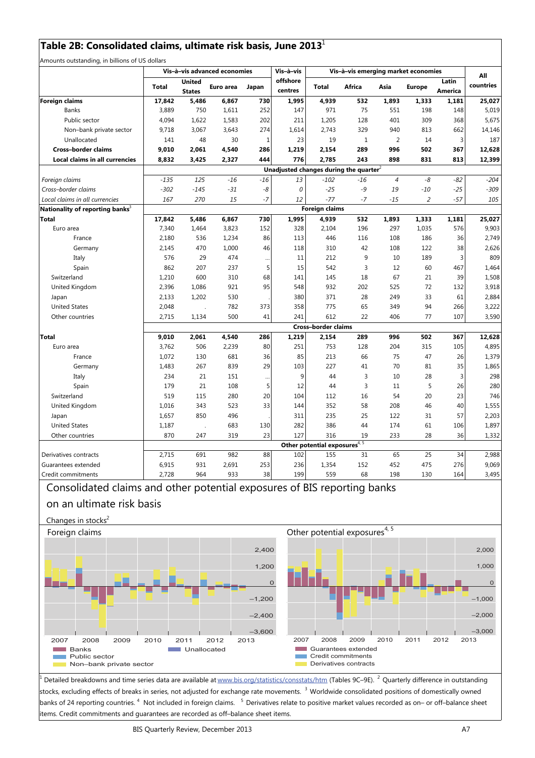## Table 2B: Consolidated claims, ultimate risk basis, June 2013[1]

Amounts outstanding, in billions of US dollars

| | Vis-à-vis advanced economies | | | | Vis-à-vis offshore centres | Vis-à-vis emerging market economies | | | | | All countries |
|---|---|---|---|---|---|---|---|---|---|---|---|
| | Total | United States | Euro area | Japan | | Total | Africa | Asia | Europe | Latin America | |
| **Foreign claims** | **17,842** | **5,486** | **6,867** | **730** | **1,995** | **4,939** | **532** | **1,893** | **1,333** | **1,181** | **25,027** |
| Banks | 3,889 | 750 | 1,611 | 252 | 147 | 971 | 75 | 551 | 198 | 148 | 5,019 |
| Public sector | 4,094 | 1,622 | 1,583 | 202 | 211 | 1,205 | 128 | 401 | 309 | 368 | 5,675 |
| Non–bank private sector | 9,718 | 3,067 | 3,643 | 274 | 1,614 | 2,743 | 329 | 940 | 813 | 662 | 14,146 |
| Unallocated | 141 | 48 | 30 | 1 | 23 | 19 | 1 | 2 | 14 | 3 | 187 |
| **Cross–border claims** | **9,010** | **2,061** | **4,540** | **286** | **1,219** | **2,154** | **289** | **996** | **502** | **367** | **12,628** |
| **Local claims in all currencies** | **8,832** | **3,425** | **2,327** | **444** | **776** | **2,785** | **243** | **898** | **831** | **813** | **12,399** |
| | **Unadjusted changes during the quarter**[2] | | | | | | | | | | |
| *Foreign claims* | *-135* | *125* | *-16* | *-16* | *13* | *-102* | *-16* | *4* | *-8* | *-82* | *-204* |
| *Cross–border claims* | *-302* | *-145* | *-31* | *-8* | *0* | *-25* | *-9* | *19* | *-10* | *-25* | *-309* |
| *Local claims in all currencies* | *167* | *270* | *15* | *-7* | *12* | *-77* | *-7* | *-15* | *2* | *-57* | *105* |
| **Nationality of reporting banks**[3] | **Foreign claims** | | | | | | | | | | |
| **Total** | **17,842** | **5,486** | **6,867** | **730** | **1,995** | **4,939** | **532** | **1,893** | **1,333** | **1,181** | **25,027** |
| Euro area | 7,340 | 1,464 | 3,823 | 152 | 328 | 2,104 | 196 | 297 | 1,035 | 576 | 9,903 |
| France | 2,180 | 536 | 1,234 | 86 | 113 | 446 | 116 | 108 | 186 | 36 | 2,749 |
| Germany | 2,145 | 470 | 1,000 | 46 | 118 | 310 | 42 | 108 | 122 | 38 | 2,626 |
| Italy | 576 | 29 | 474 | ... | 11 | 212 | 9 | 10 | 189 | 3 | 809 |
| Spain | 862 | 207 | 237 | 5 | 15 | 542 | 3 | 12 | 60 | 467 | 1,464 |
| Switzerland | 1,210 | 600 | 310 | 68 | 141 | 145 | 18 | 67 | 21 | 39 | 1,508 |
| United Kingdom | 2,396 | 1,086 | 921 | 95 | 548 | 932 | 202 | 525 | 72 | 132 | 3,918 |
| Japan | 2,133 | 1,202 | 530 | . | 380 | 371 | 28 | 249 | 33 | 61 | 2,884 |
| United States | 2,048 | . | 782 | 373 | 358 | 775 | 65 | 349 | 94 | 266 | 3,222 |
| Other countries | 2,715 | 1,134 | 500 | 41 | 241 | 612 | 22 | 406 | 77 | 107 | 3,590 |
| | **Cross–border claims** | | | | | | | | | | |
| **Total** | **9,010** | **2,061** | **4,540** | **286** | **1,219** | **2,154** | **289** | **996** | **502** | **367** | **12,628** |
| Euro area | 3,762 | 506 | 2,239 | 80 | 251 | 753 | 128 | 204 | 315 | 105 | 4,895 |
| France | 1,072 | 130 | 681 | 36 | 85 | 213 | 66 | 75 | 47 | 26 | 1,379 |
| Germany | 1,483 | 267 | 839 | 29 | 103 | 227 | 41 | 70 | 81 | 35 | 1,865 |
| Italy | 234 | 21 | 151 | ... | 9 | 44 | 3 | 10 | 28 | 3 | 298 |
| Spain | 179 | 21 | 108 | 5 | 12 | 44 | 3 | 11 | 5 | 26 | 280 |
| Switzerland | 519 | 115 | 280 | 20 | 104 | 112 | 16 | 54 | 20 | 23 | 746 |
| United Kingdom | 1,016 | 343 | 523 | 33 | 144 | 352 | 58 | 208 | 46 | 40 | 1,555 |
| Japan | 1,657 | 850 | 496 | . | 311 | 235 | 25 | 122 | 31 | 57 | 2,203 |
| United States | 1,187 | . | 683 | 130 | 282 | 386 | 44 | 174 | 61 | 106 | 1,897 |
| Other countries | 870 | 247 | 319 | 23 | 127 | 316 | 19 | 233 | 28 | 36 | 1,332 |
| | **Other potential exposures**[4, 5] | | | | | | | | | | |
| Derivatives contracts | 2,715 | 691 | 982 | 88 | 102 | 155 | 31 | 65 | 25 | 34 | 2,988 |
| Guarantees extended | 6,915 | 931 | 2,691 | 253 | 236 | 1,354 | 152 | 452 | 475 | 276 | 9,069 |
| Credit commitments | 2,728 | 964 | 933 | 38 | 199 | 559 | 68 | 198 | 130 | 164 | 3,495 |

## Consolidated claims and other potential exposures of BIS reporting banks on an ultimate risk basis

Changes in stocks[2]

Foreign claims

Other potential exposures[4, 5]

[1] Detailed breakdowns and time series data are available at www.bis.org/statistics/consstats/htm (Tables 9C–9E). [2] Quarterly difference in outstanding stocks, excluding effects of breaks in series, not adjusted for exchange rate movements. [3] Worldwide consolidated positions of domestically owned banks of 24 reporting countries. [4] Not included in foreign claims. [5] Derivatives relate to positive market values recorded as on– or off–balance sheet items. Credit commitments and guarantees are recorded as off–balance sheet items.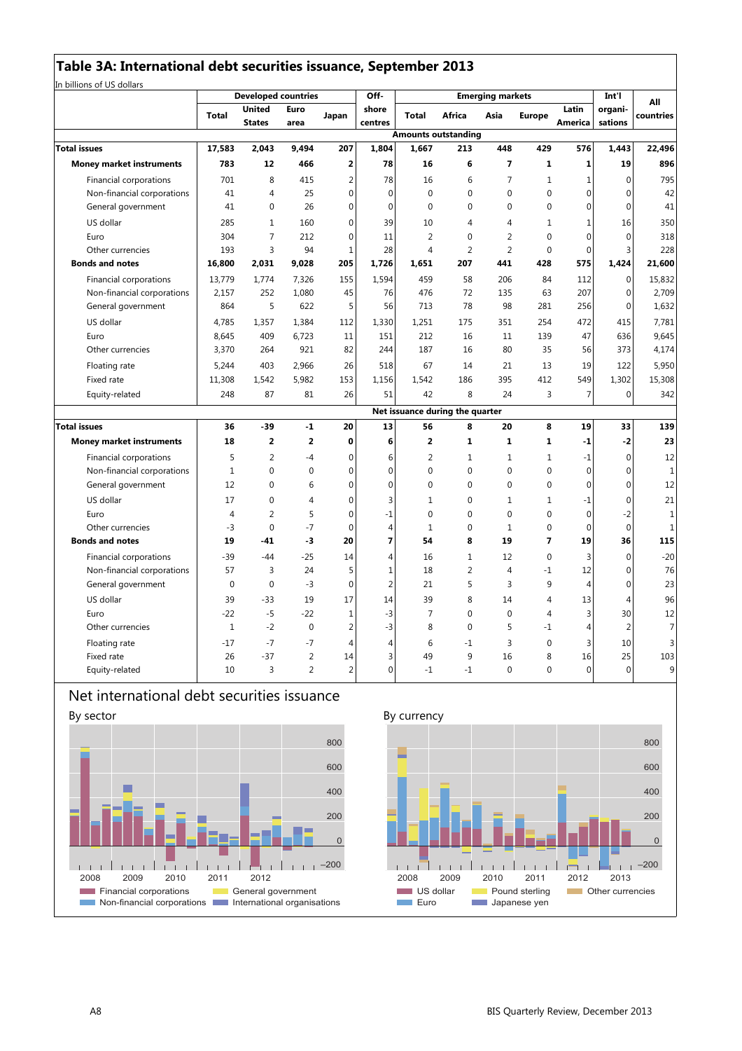## Table 3A: International debt securities issuance, September 2013

In billions of US dollars

| | Developed countries | | | | Off-shore centres | Emerging markets | | | | | Int'l organi-sations | All countries |
|---|---|---|---|---|---|---|---|---|---|---|---|---|
| | Total | United States | Euro area | Japan | | Total | Africa | Asia | Europe | Latin America | | |
| **Amounts outstanding** | | | | | | | | | | | | |
| **Total issues** | **17,583** | **2,043** | **9,494** | **207** | **1,804** | **1,667** | **213** | **448** | **429** | **576** | **1,443** | **22,496** |
| **Money market instruments** | **783** | **12** | **466** | **2** | **78** | **16** | **6** | **7** | **1** | **1** | **19** | **896** |
| Financial corporations | 701 | 8 | 415 | 2 | 78 | 16 | 6 | 7 | 1 | 1 | 0 | 795 |
| Non-financial corporations | 41 | 4 | 25 | 0 | 0 | 0 | 0 | 0 | 0 | 0 | 0 | 42 |
| General government | 41 | 0 | 26 | 0 | 0 | 0 | 0 | 0 | 0 | 0 | 0 | 41 |
| US dollar | 285 | 1 | 160 | 0 | 39 | 10 | 4 | 4 | 1 | 1 | 16 | 350 |
| Euro | 304 | 7 | 212 | 0 | 11 | 2 | 0 | 2 | 0 | 0 | 0 | 318 |
| Other currencies | 193 | 3 | 94 | 1 | 28 | 4 | 2 | 2 | 0 | 0 | 3 | 228 |
| **Bonds and notes** | **16,800** | **2,031** | **9,028** | **205** | **1,726** | **1,651** | **207** | **441** | **428** | **575** | **1,424** | **21,600** |
| Financial corporations | 13,779 | 1,774 | 7,326 | 155 | 1,594 | 459 | 58 | 206 | 84 | 112 | 0 | 15,832 |
| Non-financial corporations | 2,157 | 252 | 1,080 | 45 | 76 | 476 | 72 | 135 | 63 | 207 | 0 | 2,709 |
| General government | 864 | 5 | 622 | 5 | 56 | 713 | 78 | 98 | 281 | 256 | 0 | 1,632 |
| US dollar | 4,785 | 1,357 | 1,384 | 112 | 1,330 | 1,251 | 175 | 351 | 254 | 472 | 415 | 7,781 |
| Euro | 8,645 | 409 | 6,723 | 11 | 151 | 212 | 16 | 11 | 139 | 47 | 636 | 9,645 |
| Other currencies | 3,370 | 264 | 921 | 82 | 244 | 187 | 16 | 80 | 35 | 56 | 373 | 4,174 |
| Floating rate | 5,244 | 403 | 2,966 | 26 | 518 | 67 | 14 | 21 | 13 | 19 | 122 | 5,950 |
| Fixed rate | 11,308 | 1,542 | 5,982 | 153 | 1,156 | 1,542 | 186 | 395 | 412 | 549 | 1,302 | 15,308 |
| Equity-related | 248 | 87 | 81 | 26 | 51 | 42 | 8 | 24 | 3 | 7 | 0 | 342 |
| **Net issuance during the quarter** | | | | | | | | | | | | |
| **Total issues** | **36** | **-39** | **-1** | **20** | **13** | **56** | **8** | **20** | **8** | **19** | **33** | **139** |
| **Money market instruments** | **18** | **2** | **2** | **0** | **6** | **2** | **1** | **1** | **1** | **-1** | **-2** | **23** |
| Financial corporations | 5 | 2 | -4 | 0 | 6 | 2 | 1 | 1 | 1 | -1 | 0 | 12 |
| Non-financial corporations | 1 | 0 | 0 | 0 | 0 | 0 | 0 | 0 | 0 | 0 | 0 | 1 |
| General government | 12 | 0 | 6 | 0 | 0 | 0 | 0 | 0 | 0 | 0 | 0 | 12 |
| US dollar | 17 | 0 | 4 | 0 | 3 | 1 | 0 | 1 | 1 | -1 | 0 | 21 |
| Euro | 4 | 2 | 5 | 0 | -1 | 0 | 0 | 0 | 0 | 0 | -2 | 1 |
| Other currencies | -3 | 0 | -7 | 0 | 4 | 1 | 0 | 1 | 0 | 0 | 0 | 1 |
| **Bonds and notes** | **19** | **-41** | **-3** | **20** | **7** | **54** | **8** | **19** | **7** | **19** | **36** | **115** |
| Financial corporations | -39 | -44 | -25 | 14 | 4 | 16 | 1 | 12 | 0 | 3 | 0 | -20 |
| Non-financial corporations | 57 | 3 | 24 | 5 | 1 | 18 | 2 | 4 | -1 | 12 | 0 | 76 |
| General government | 0 | 0 | -3 | 0 | 2 | 21 | 5 | 3 | 9 | 4 | 0 | 23 |
| US dollar | 39 | -33 | 19 | 17 | 14 | 39 | 8 | 14 | 4 | 13 | 4 | 96 |
| Euro | -22 | -5 | -22 | 1 | -3 | 7 | 0 | 0 | 4 | 3 | 30 | 12 |
| Other currencies | 1 | -2 | 0 | 2 | -3 | 8 | 0 | 5 | -1 | 4 | 2 | 7 |
| Floating rate | -17 | -7 | -7 | 4 | 4 | 6 | -1 | 3 | 0 | 3 | 10 | 3 |
| Fixed rate | 26 | -37 | 2 | 14 | 3 | 49 | 9 | 16 | 8 | 16 | 25 | 103 |
| Equity-related | 10 | 3 | 2 | 2 | 0 | -1 | -1 | 0 | 0 | 0 | 0 | 9 |

### Net international debt securities issuance

By sector

Financial corporations; General government; Non-financial corporations; International organisations

By currency

US dollar; Pound sterling; Other currencies; Euro; Japanese yen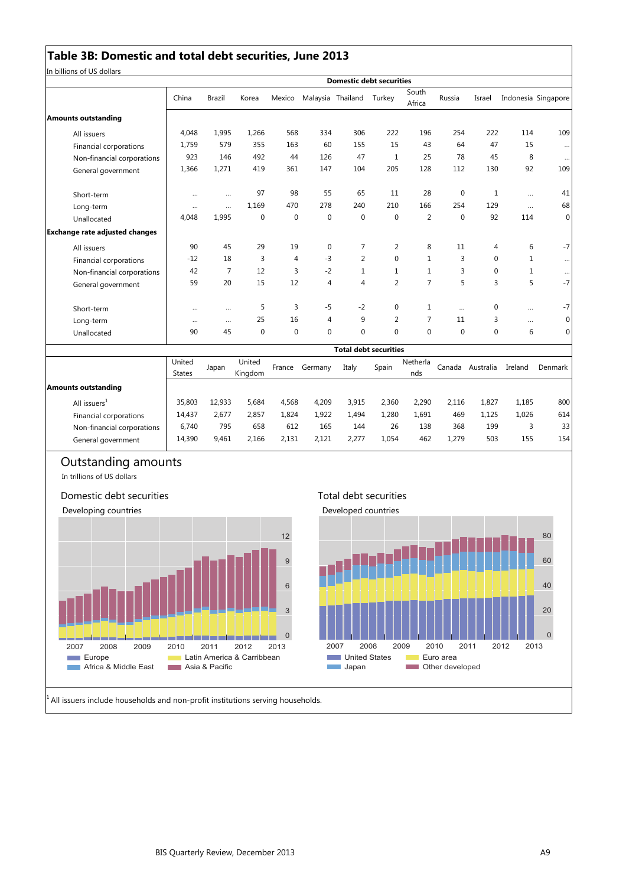## Table 3B: Domestic and total debt securities, June 2013

In billions of US dollars

| | Domestic debt securities | | | | | | | | | | | |
|---|---|---|---|---|---|---|---|---|---|---|---|---|
| | China | Brazil | Korea | Mexico | Malaysia | Thailand | Turkey | South Africa | Russia | Israel | Indonesia | Singapore |
| **Amounts outstanding** | | | | | | | | | | | | |
| All issuers | 4,048 | 1,995 | 1,266 | 568 | 334 | 306 | 222 | 196 | 254 | 222 | 114 | 109 |
| Financial corporations | 1,759 | 579 | 355 | 163 | 60 | 155 | 15 | 43 | 64 | 47 | 15 | ... |
| Non-financial corporations | 923 | 146 | 492 | 44 | 126 | 47 | 1 | 25 | 78 | 45 | 8 | ... |
| General government | 1,366 | 1,271 | 419 | 361 | 147 | 104 | 205 | 128 | 112 | 130 | 92 | 109 |
| Short-term | ... | ... | 97 | 98 | 55 | 65 | 11 | 28 | 0 | 1 | ... | 41 |
| Long-term | ... | ... | 1,169 | 470 | 278 | 240 | 210 | 166 | 254 | 129 | ... | 68 |
| Unallocated | 4,048 | 1,995 | 0 | 0 | 0 | 0 | 0 | 2 | 0 | 92 | 114 | 0 |
| **Exchange rate adjusted changes** | | | | | | | | | | | | |
| All issuers | 90 | 45 | 29 | 19 | 0 | 7 | 2 | 8 | 11 | 4 | 6 | -7 |
| Financial corporations | -12 | 18 | 3 | 4 | -3 | 2 | 0 | 1 | 3 | 0 | 1 | ... |
| Non-financial corporations | 42 | 7 | 12 | 3 | -2 | 1 | 1 | 1 | 3 | 0 | 1 | ... |
| General government | 59 | 20 | 15 | 12 | 4 | 4 | 2 | 7 | 5 | 3 | 5 | -7 |
| Short-term | ... | ... | 5 | 3 | -5 | -2 | 0 | 1 | ... | 0 | ... | -7 |
| Long-term | ... | ... | 25 | 16 | 4 | 9 | 2 | 7 | 11 | 3 | ... | 0 |
| Unallocated | 90 | 45 | 0 | 0 | 0 | 0 | 0 | 0 | 0 | 0 | 6 | 0 |

| | Total debt securities | | | | | | | | | | | |
|---|---|---|---|---|---|---|---|---|---|---|---|---|
| | United States | Japan | United Kingdom | France | Germany | Italy | Spain | Netherlands | Canada | Australia | Ireland | Denmark |
| **Amounts outstanding** | | | | | | | | | | | | |
| All issuers[1] | 35,803 | 12,933 | 5,684 | 4,568 | 4,209 | 3,915 | 2,360 | 2,290 | 2,116 | 1,827 | 1,185 | 800 |
| Financial corporations | 14,437 | 2,677 | 2,857 | 1,824 | 1,922 | 1,494 | 1,280 | 1,691 | 469 | 1,125 | 1,026 | 614 |
| Non-financial corporations | 6,740 | 795 | 658 | 612 | 165 | 144 | 26 | 138 | 368 | 199 | 3 | 33 |
| General government | 14,390 | 9,461 | 2,166 | 2,131 | 2,121 | 2,277 | 1,054 | 462 | 1,279 | 503 | 155 | 154 |

### Outstanding amounts

In trillions of US dollars

**Domestic debt securities**

Developing countries

Legend: Europe; Latin America & Carribbean; Africa & Middle East; Asia & Pacific

**Total debt securities**

Developed countries

Legend: United States; Euro area; Japan; Other developed

[1] All issuers include households and non-profit institutions serving households.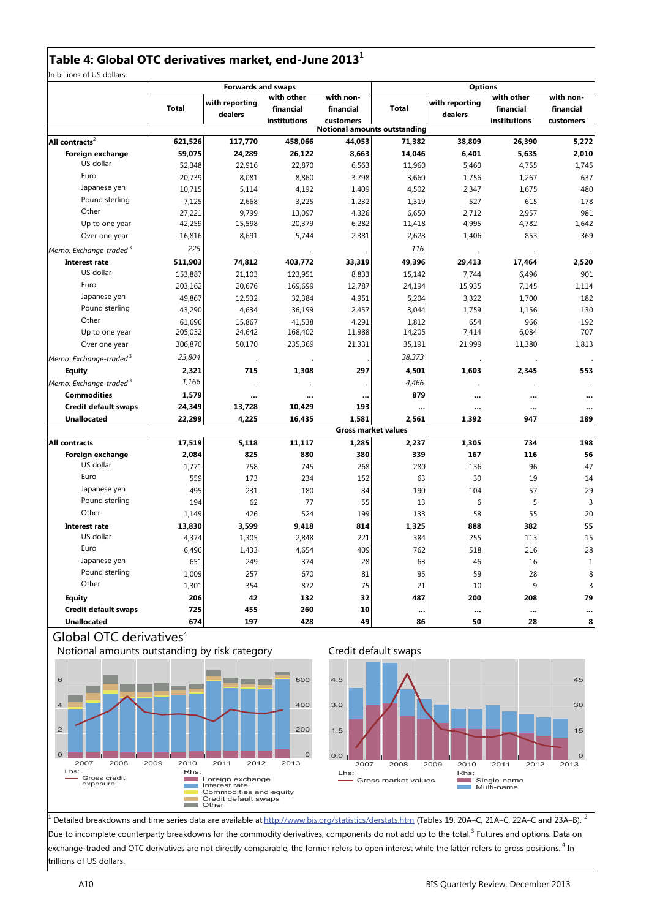# Table 4: Global OTC derivatives market, end-June 2013[1]

In billions of US dollars

| | Forwards and swaps | | | | Options | | | |
|---|---|---|---|---|---|---|---|---|
| | Total | with reporting dealers | with other financial institutions | with non-financial customers | Total | with reporting dealers | with other financial institutions | with non-financial customers |
| | **Notional amounts outstanding** | | | | | | | |
| **All contracts**[2] | **621,526** | **117,770** | **458,066** | **44,053** | **71,382** | **38,809** | **26,390** | **5,272** |
| **Foreign exchange** | **59,075** | **24,289** | **26,122** | **8,663** | **14,046** | **6,401** | **5,635** | **2,010** |
| US dollar | 52,348 | 22,916 | 22,870 | 6,563 | 11,960 | 5,460 | 4,755 | 1,745 |
| Euro | 20,739 | 8,081 | 8,860 | 3,798 | 3,660 | 1,756 | 1,267 | 637 |
| Japanese yen | 10,715 | 5,114 | 4,192 | 1,409 | 4,502 | 2,347 | 1,675 | 480 |
| Pound sterling | 7,125 | 2,668 | 3,225 | 1,232 | 1,319 | 527 | 615 | 178 |
| Other | 27,221 | 9,799 | 13,097 | 4,326 | 6,650 | 2,712 | 2,957 | 981 |
| Up to one year | 42,259 | 15,598 | 20,379 | 6,282 | 11,418 | 4,995 | 4,782 | 1,642 |
| Over one year | 16,816 | 8,691 | 5,744 | 2,381 | 2,628 | 1,406 | 853 | 369 |
| *Memo: Exchange-traded*[3] | *225* | . | . | . | *116* | . | . | . |
| **Interest rate** | **511,903** | **74,812** | **403,772** | **33,319** | **49,396** | **29,413** | **17,464** | **2,520** |
| US dollar | 153,887 | 21,103 | 123,951 | 8,833 | 15,142 | 7,744 | 6,496 | 901 |
| Euro | 203,162 | 20,676 | 169,699 | 12,787 | 24,194 | 15,935 | 7,145 | 1,114 |
| Japanese yen | 49,867 | 12,532 | 32,384 | 4,951 | 5,204 | 3,322 | 1,700 | 182 |
| Pound sterling | 43,290 | 4,634 | 36,199 | 2,457 | 3,044 | 1,759 | 1,156 | 130 |
| Other | 61,696 | 15,867 | 41,538 | 4,291 | 1,812 | 654 | 966 | 192 |
| Up to one year | 205,032 | 24,642 | 168,402 | 11,988 | 14,205 | 7,414 | 6,084 | 707 |
| Over one year | 306,870 | 50,170 | 235,369 | 21,331 | 35,191 | 21,999 | 11,380 | 1,813 |
| *Memo: Exchange-traded*[3] | *23,804* | . | . | . | *38,373* | . | . | . |
| **Equity** | **2,321** | **715** | **1,308** | **297** | **4,501** | **1,603** | **2,345** | **553** |
| *Memo: Exchange-traded*[3] | *1,166* | . | . | . | *4,466* | . | . | . |
| **Commodities** | **1,579** | **...** | **...** | **...** | **879** | **...** | **...** | **...** |
| **Credit default swaps** | **24,349** | **13,728** | **10,429** | **193** | **...** | **...** | **...** | **...** |
| **Unallocated** | **22,299** | **4,225** | **16,435** | **1,581** | **2,561** | **1,392** | **947** | **189** |
| | **Gross market values** | | | | | | | |
| **All contracts** | **17,519** | **5,118** | **11,117** | **1,285** | **2,237** | **1,305** | **734** | **198** |
| **Foreign exchange** | **2,084** | **825** | **880** | **380** | **339** | **167** | **116** | **56** |
| US dollar | 1,771 | 758 | 745 | 268 | 280 | 136 | 96 | 47 |
| Euro | 559 | 173 | 234 | 152 | 63 | 30 | 19 | 14 |
| Japanese yen | 495 | 231 | 180 | 84 | 190 | 104 | 57 | 29 |
| Pound sterling | 194 | 62 | 77 | 55 | 13 | 6 | 5 | 3 |
| Other | 1,149 | 426 | 524 | 199 | 133 | 58 | 55 | 20 |
| **Interest rate** | **13,830** | **3,599** | **9,418** | **814** | **1,325** | **888** | **382** | **55** |
| US dollar | 4,374 | 1,305 | 2,848 | 221 | 384 | 255 | 113 | 15 |
| Euro | 6,496 | 1,433 | 4,654 | 409 | 762 | 518 | 216 | 28 |
| Japanese yen | 651 | 249 | 374 | 28 | 63 | 46 | 16 | 1 |
| Pound sterling | 1,009 | 257 | 670 | 81 | 95 | 59 | 28 | 8 |
| Other | 1,301 | 354 | 872 | 75 | 21 | 10 | 9 | 3 |
| **Equity** | **206** | **42** | **132** | **32** | **487** | **200** | **208** | **79** |
| **Credit default swaps** | **725** | **455** | **260** | **10** | **...** | **...** | **...** | **...** |
| **Unallocated** | **674** | **197** | **428** | **49** | **86** | **50** | **28** | **8** |

## Global OTC derivatives[4]

Notional amounts outstanding by risk category

Lhs: Gross credit exposure. Rhs: Foreign exchange; Interest rate; Commodities and equity; Credit default swaps; Other

Credit default swaps

Lhs: Gross market values. Rhs: Single-name; Multi-name

[1] Detailed breakdowns and time series data are available at http://www.bis.org/statistics/derstats.htm (Tables 19, 20A–C, 21A–C, 22A–C and 23A–B). [2] Due to incomplete counterparty breakdowns for the commodity derivatives, components do not add up to the total. [3] Futures and options. Data on exchange-traded and OTC derivatives are not directly comparable; the former refers to open interest while the latter refers to gross positions. [4] In trillions of US dollars.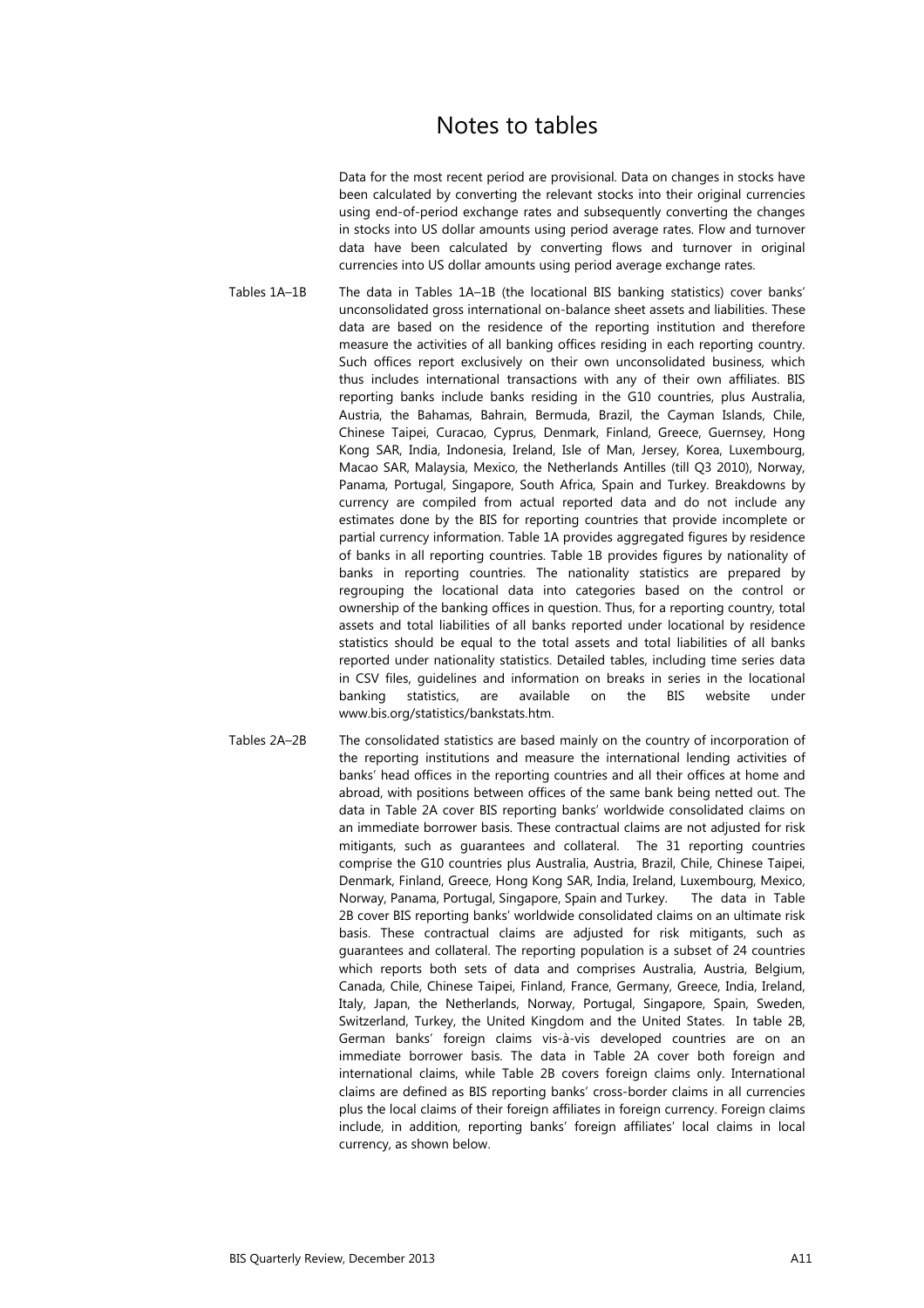# Notes to tables

Data for the most recent period are provisional. Data on changes in stocks have been calculated by converting the relevant stocks into their original currencies using end-of-period exchange rates and subsequently converting the changes in stocks into US dollar amounts using period average rates. Flow and turnover data have been calculated by converting flows and turnover in original currencies into US dollar amounts using period average exchange rates.

**Tables 1A–1B**

The data in Tables 1A–1B (the locational BIS banking statistics) cover banks' unconsolidated gross international on-balance sheet assets and liabilities. These data are based on the residence of the reporting institution and therefore measure the activities of all banking offices residing in each reporting country. Such offices report exclusively on their own unconsolidated business, which thus includes international transactions with any of their own affiliates. BIS reporting banks include banks residing in the G10 countries, plus Australia, Austria, the Bahamas, Bahrain, Bermuda, Brazil, the Cayman Islands, Chile, Chinese Taipei, Curacao, Cyprus, Denmark, Finland, Greece, Guernsey, Hong Kong SAR, India, Indonesia, Ireland, Isle of Man, Jersey, Korea, Luxembourg, Macao SAR, Malaysia, Mexico, the Netherlands Antilles (till Q3 2010), Norway, Panama, Portugal, Singapore, South Africa, Spain and Turkey. Breakdowns by currency are compiled from actual reported data and do not include any estimates done by the BIS for reporting countries that provide incomplete or partial currency information. Table 1A provides aggregated figures by residence of banks in all reporting countries. Table 1B provides figures by nationality of banks in reporting countries. The nationality statistics are prepared by regrouping the locational data into categories based on the control or ownership of the banking offices in question. Thus, for a reporting country, total assets and total liabilities of all banks reported under locational by residence statistics should be equal to the total assets and total liabilities of all banks reported under nationality statistics. Detailed tables, including time series data in CSV files, guidelines and information on breaks in series in the locational banking statistics, are available on the BIS website under www.bis.org/statistics/bankstats.htm.

**Tables 2A–2B**

The consolidated statistics are based mainly on the country of incorporation of the reporting institutions and measure the international lending activities of banks' head offices in the reporting countries and all their offices at home and abroad, with positions between offices of the same bank being netted out. The data in Table 2A cover BIS reporting banks' worldwide consolidated claims on an immediate borrower basis. These contractual claims are not adjusted for risk mitigants, such as guarantees and collateral. The 31 reporting countries comprise the G10 countries plus Australia, Austria, Brazil, Chile, Chinese Taipei, Denmark, Finland, Greece, Hong Kong SAR, India, Ireland, Luxembourg, Mexico, Norway, Panama, Portugal, Singapore, Spain and Turkey. The data in Table 2B cover BIS reporting banks' worldwide consolidated claims on an ultimate risk basis. These contractual claims are adjusted for risk mitigants, such as guarantees and collateral. The reporting population is a subset of 24 countries which reports both sets of data and comprises Australia, Austria, Belgium, Canada, Chile, Chinese Taipei, Finland, France, Germany, Greece, India, Ireland, Italy, Japan, the Netherlands, Norway, Portugal, Singapore, Spain, Sweden, Switzerland, Turkey, the United Kingdom and the United States. In table 2B, German banks' foreign claims vis-à-vis developed countries are on an immediate borrower basis. The data in Table 2A cover both foreign and international claims, while Table 2B covers foreign claims only. International claims are defined as BIS reporting banks' cross-border claims in all currencies plus the local claims of their foreign affiliates in foreign currency. Foreign claims include, in addition, reporting banks' foreign affiliates' local claims in local currency, as shown below.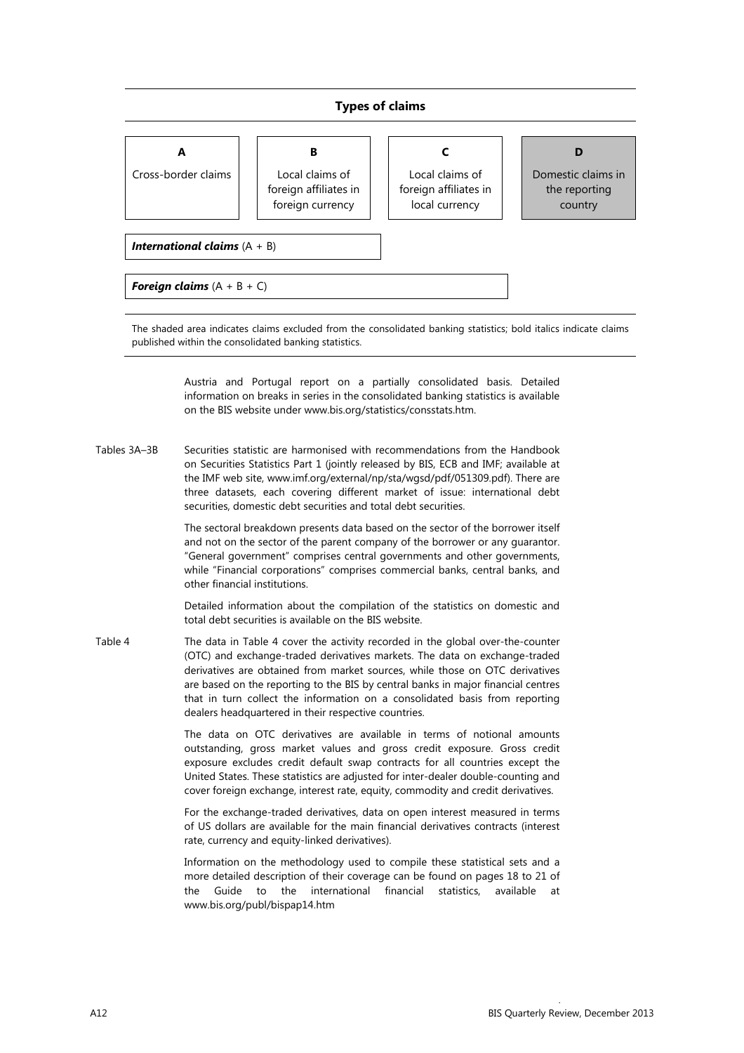**Types of claims**

| A | B | C | D |
|---|---|---|---|
| Cross-border claims | Local claims of foreign affiliates in foreign currency | Local claims of foreign affiliates in local currency | Domestic claims in the reporting country |

***International claims*** (A + B)

***Foreign claims*** (A + B + C)

The shaded area indicates claims excluded from the consolidated banking statistics; bold italics indicate claims published within the consolidated banking statistics.

Austria and Portugal report on a partially consolidated basis. Detailed information on breaks in series in the consolidated banking statistics is available on the BIS website under www.bis.org/statistics/consstats.htm.

Tables 3A–3B

Securities statistic are harmonised with recommendations from the Handbook on Securities Statistics Part 1 (jointly released by BIS, ECB and IMF; available at the IMF web site, www.imf.org/external/np/sta/wgsd/pdf/051309.pdf). There are three datasets, each covering different market of issue: international debt securities, domestic debt securities and total debt securities.

The sectoral breakdown presents data based on the sector of the borrower itself and not on the sector of the parent company of the borrower or any guarantor. "General government" comprises central governments and other governments, while "Financial corporations" comprises commercial banks, central banks, and other financial institutions.

Detailed information about the compilation of the statistics on domestic and total debt securities is available on the BIS website.

Table 4

The data in Table 4 cover the activity recorded in the global over-the-counter (OTC) and exchange-traded derivatives markets. The data on exchange-traded derivatives are obtained from market sources, while those on OTC derivatives are based on the reporting to the BIS by central banks in major financial centres that in turn collect the information on a consolidated basis from reporting dealers headquartered in their respective countries.

The data on OTC derivatives are available in terms of notional amounts outstanding, gross market values and gross credit exposure. Gross credit exposure excludes credit default swap contracts for all countries except the United States. These statistics are adjusted for inter-dealer double-counting and cover foreign exchange, interest rate, equity, commodity and credit derivatives.

For the exchange-traded derivatives, data on open interest measured in terms of US dollars are available for the main financial derivatives contracts (interest rate, currency and equity-linked derivatives).

Information on the methodology used to compile these statistical sets and a more detailed description of their coverage can be found on pages 18 to 21 of the Guide to the international financial statistics, available at www.bis.org/publ/bispap14.htm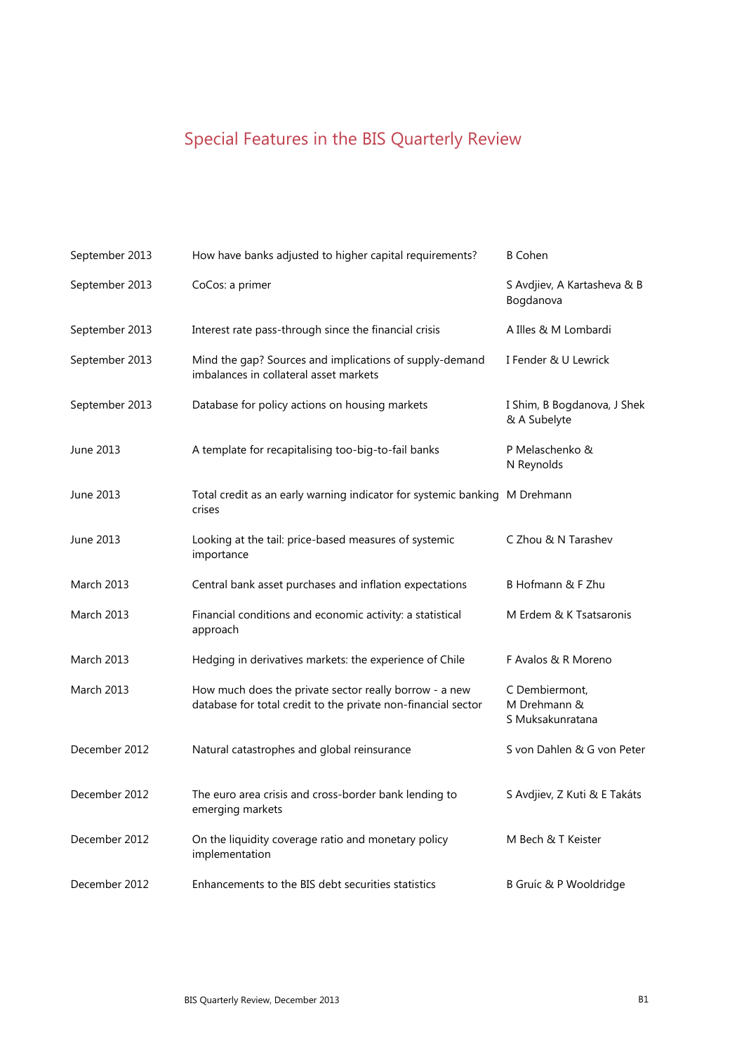# Special Features in the BIS Quarterly Review

| | | |
|---|---|---|
| September 2013 | How have banks adjusted to higher capital requirements? | B Cohen |
| September 2013 | CoCos: a primer | S Avdjiev, A Kartasheva & B Bogdanova |
| September 2013 | Interest rate pass-through since the financial crisis | A Illes & M Lombardi |
| September 2013 | Mind the gap? Sources and implications of supply-demand imbalances in collateral asset markets | I Fender & U Lewrick |
| September 2013 | Database for policy actions on housing markets | I Shim, B Bogdanova, J Shek & A Subelyte |
| June 2013 | A template for recapitalising too-big-to-fail banks | P Melaschenko & N Reynolds |
| June 2013 | Total credit as an early warning indicator for systemic banking crises | M Drehmann |
| June 2013 | Looking at the tail: price-based measures of systemic importance | C Zhou & N Tarashev |
| March 2013 | Central bank asset purchases and inflation expectations | B Hofmann & F Zhu |
| March 2013 | Financial conditions and economic activity: a statistical approach | M Erdem & K Tsatsaronis |
| March 2013 | Hedging in derivatives markets: the experience of Chile | F Avalos & R Moreno |
| March 2013 | How much does the private sector really borrow - a new database for total credit to the private non-financial sector | C Dembiermont, M Drehmann & S Muksakunratana |
| December 2012 | Natural catastrophes and global reinsurance | S von Dahlen & G von Peter |
| December 2012 | The euro area crisis and cross-border bank lending to emerging markets | S Avdjiev, Z Kuti & E Takáts |
| December 2012 | On the liquidity coverage ratio and monetary policy implementation | M Bech & T Keister |
| December 2012 | Enhancements to the BIS debt securities statistics | B Gruíc & P Wooldridge |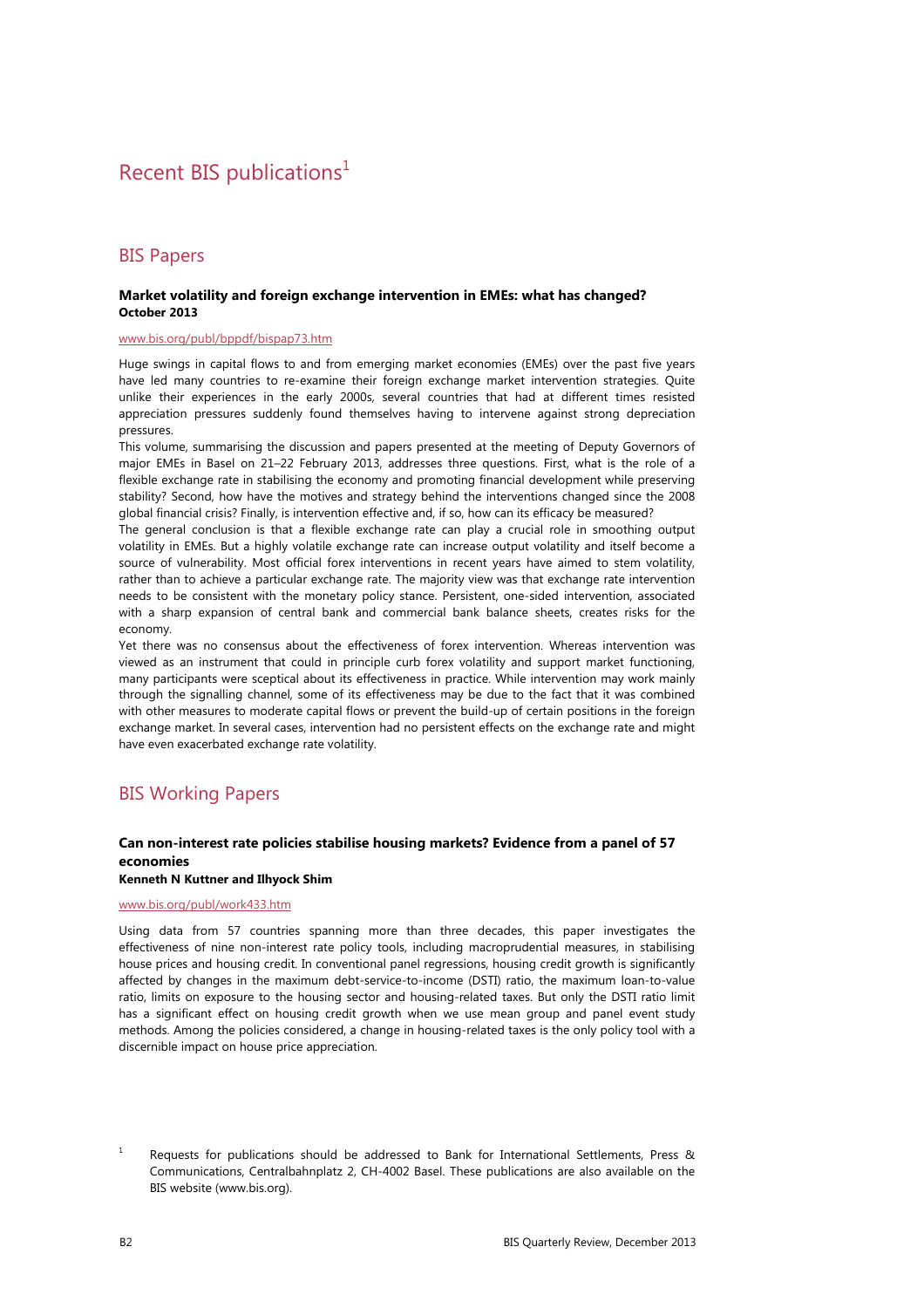# Recent BIS publications[1]

## BIS Papers

**Market volatility and foreign exchange intervention in EMEs: what has changed?**
**October 2013**

www.bis.org/publ/bppdf/bispap73.htm

Huge swings in capital flows to and from emerging market economies (EMEs) over the past five years have led many countries to re-examine their foreign exchange market intervention strategies. Quite unlike their experiences in the early 2000s, several countries that had at different times resisted appreciation pressures suddenly found themselves having to intervene against strong depreciation pressures.

This volume, summarising the discussion and papers presented at the meeting of Deputy Governors of major EMEs in Basel on 21–22 February 2013, addresses three questions. First, what is the role of a flexible exchange rate in stabilising the economy and promoting financial development while preserving stability? Second, how have the motives and strategy behind the interventions changed since the 2008 global financial crisis? Finally, is intervention effective and, if so, how can its efficacy be measured?

The general conclusion is that a flexible exchange rate can play a crucial role in smoothing output volatility in EMEs. But a highly volatile exchange rate can increase output volatility and itself become a source of vulnerability. Most official forex interventions in recent years have aimed to stem volatility, rather than to achieve a particular exchange rate. The majority view was that exchange rate intervention needs to be consistent with the monetary policy stance. Persistent, one-sided intervention, associated with a sharp expansion of central bank and commercial bank balance sheets, creates risks for the economy.

Yet there was no consensus about the effectiveness of forex intervention. Whereas intervention was viewed as an instrument that could in principle curb forex volatility and support market functioning, many participants were sceptical about its effectiveness in practice. While intervention may work mainly through the signalling channel, some of its effectiveness may be due to the fact that it was combined with other measures to moderate capital flows or prevent the build-up of certain positions in the foreign exchange market. In several cases, intervention had no persistent effects on the exchange rate and might have even exacerbated exchange rate volatility.

## BIS Working Papers

**Can non-interest rate policies stabilise housing markets? Evidence from a panel of 57 economies**
**Kenneth N Kuttner and Ilhyock Shim**

www.bis.org/publ/work433.htm

Using data from 57 countries spanning more than three decades, this paper investigates the effectiveness of nine non-interest rate policy tools, including macroprudential measures, in stabilising house prices and housing credit. In conventional panel regressions, housing credit growth is significantly affected by changes in the maximum debt-service-to-income (DSTI) ratio, the maximum loan-to-value ratio, limits on exposure to the housing sector and housing-related taxes. But only the DSTI ratio limit has a significant effect on housing credit growth when we use mean group and panel event study methods. Among the policies considered, a change in housing-related taxes is the only policy tool with a discernible impact on house price appreciation.

[1] Requests for publications should be addressed to Bank for International Settlements, Press & Communications, Centralbahnplatz 2, CH-4002 Basel. These publications are also available on the BIS website (www.bis.org).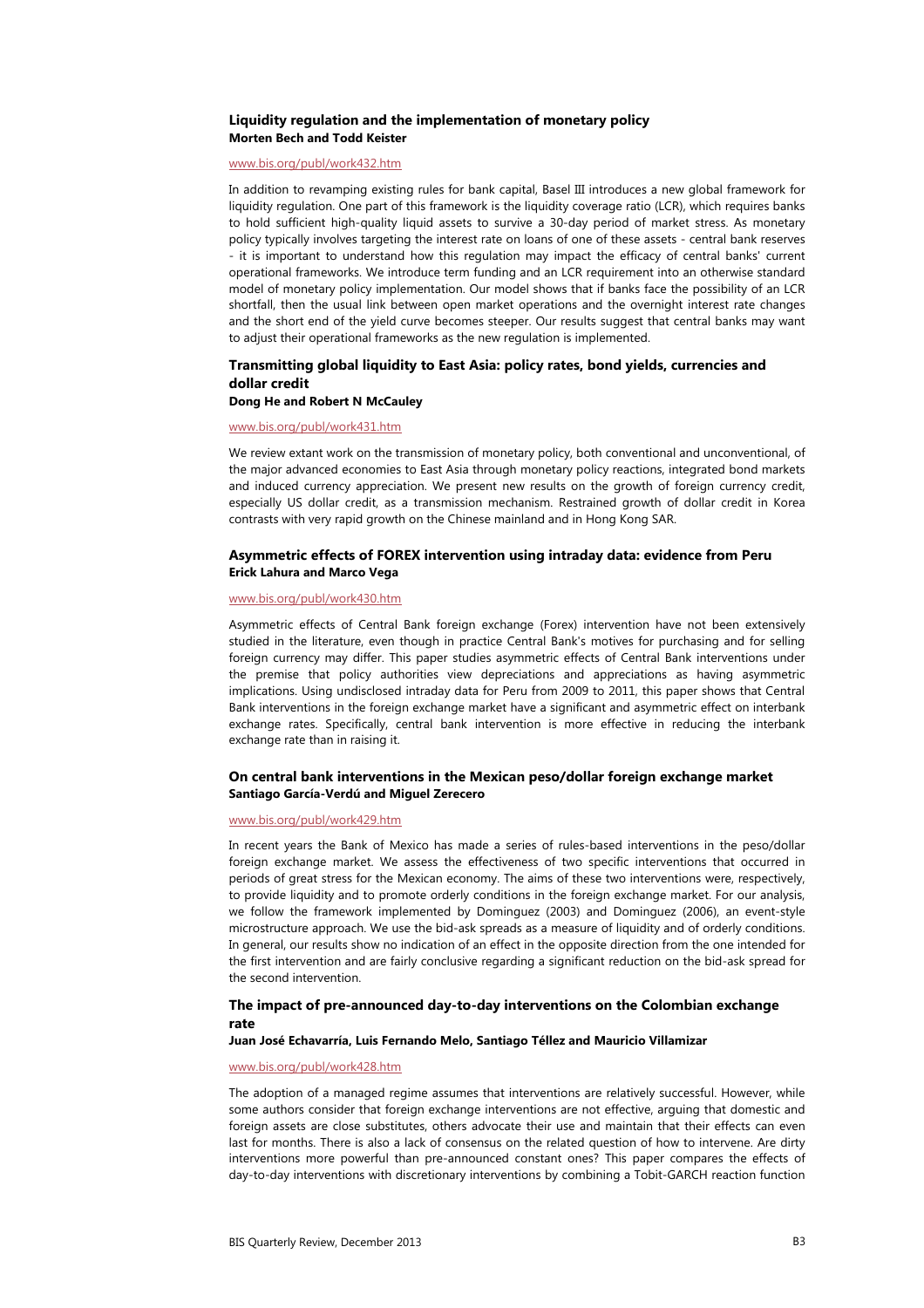### Liquidity regulation and the implementation of monetary policy

**Morten Bech and Todd Keister**

www.bis.org/publ/work432.htm

In addition to revamping existing rules for bank capital, Basel III introduces a new global framework for liquidity regulation. One part of this framework is the liquidity coverage ratio (LCR), which requires banks to hold sufficient high-quality liquid assets to survive a 30-day period of market stress. As monetary policy typically involves targeting the interest rate on loans of one of these assets - central bank reserves - it is important to understand how this regulation may impact the efficacy of central banks' current operational frameworks. We introduce term funding and an LCR requirement into an otherwise standard model of monetary policy implementation. Our model shows that if banks face the possibility of an LCR shortfall, then the usual link between open market operations and the overnight interest rate changes and the short end of the yield curve becomes steeper. Our results suggest that central banks may want to adjust their operational frameworks as the new regulation is implemented.

### Transmitting global liquidity to East Asia: policy rates, bond yields, currencies and dollar credit

**Dong He and Robert N McCauley**

www.bis.org/publ/work431.htm

We review extant work on the transmission of monetary policy, both conventional and unconventional, of the major advanced economies to East Asia through monetary policy reactions, integrated bond markets and induced currency appreciation. We present new results on the growth of foreign currency credit, especially US dollar credit, as a transmission mechanism. Restrained growth of dollar credit in Korea contrasts with very rapid growth on the Chinese mainland and in Hong Kong SAR.

### Asymmetric effects of FOREX intervention using intraday data: evidence from Peru

**Erick Lahura and Marco Vega**

www.bis.org/publ/work430.htm

Asymmetric effects of Central Bank foreign exchange (Forex) intervention have not been extensively studied in the literature, even though in practice Central Bank's motives for purchasing and for selling foreign currency may differ. This paper studies asymmetric effects of Central Bank interventions under the premise that policy authorities view depreciations and appreciations as having asymmetric implications. Using undisclosed intraday data for Peru from 2009 to 2011, this paper shows that Central Bank interventions in the foreign exchange market have a significant and asymmetric effect on interbank exchange rates. Specifically, central bank intervention is more effective in reducing the interbank exchange rate than in raising it.

### On central bank interventions in the Mexican peso/dollar foreign exchange market

**Santiago García-Verdú and Miguel Zerecero**

www.bis.org/publ/work429.htm

In recent years the Bank of Mexico has made a series of rules-based interventions in the peso/dollar foreign exchange market. We assess the effectiveness of two specific interventions that occurred in periods of great stress for the Mexican economy. The aims of these two interventions were, respectively, to provide liquidity and to promote orderly conditions in the foreign exchange market. For our analysis, we follow the framework implemented by Dominguez (2003) and Dominguez (2006), an event-style microstructure approach. We use the bid-ask spreads as a measure of liquidity and of orderly conditions. In general, our results show no indication of an effect in the opposite direction from the one intended for the first intervention and are fairly conclusive regarding a significant reduction on the bid-ask spread for the second intervention.

### The impact of pre-announced day-to-day interventions on the Colombian exchange rate

**Juan José Echavarría, Luis Fernando Melo, Santiago Téllez and Mauricio Villamizar**

www.bis.org/publ/work428.htm

The adoption of a managed regime assumes that interventions are relatively successful. However, while some authors consider that foreign exchange interventions are not effective, arguing that domestic and foreign assets are close substitutes, others advocate their use and maintain that their effects can even last for months. There is also a lack of consensus on the related question of how to intervene. Are dirty interventions more powerful than pre-announced constant ones? This paper compares the effects of day-to-day interventions with discretionary interventions by combining a Tobit-GARCH reaction function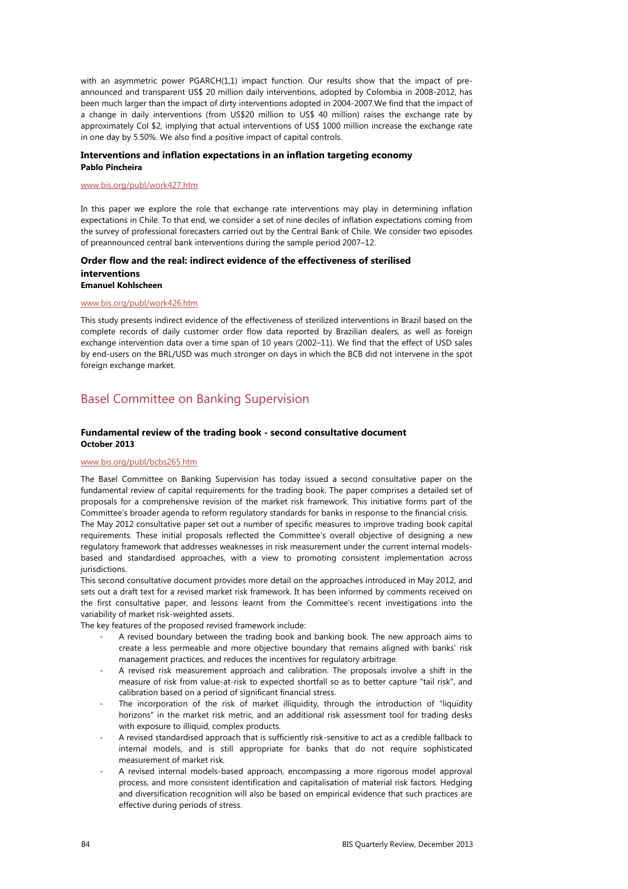with an asymmetric power PGARCH(1,1) impact function. Our results show that the impact of pre-announced and transparent US$ 20 million daily interventions, adopted by Colombia in 2008-2012, has been much larger than the impact of dirty interventions adopted in 2004-2007.We find that the impact of a change in daily interventions (from US$20 million to US$ 40 million) raises the exchange rate by approximately Col $2, implying that actual interventions of US$ 1000 million increase the exchange rate in one day by 5.50%. We also find a positive impact of capital controls.

### Interventions and inflation expectations in an inflation targeting economy
**Pablo Pincheira**

www.bis.org/publ/work427.htm

In this paper we explore the role that exchange rate interventions may play in determining inflation expectations in Chile. To that end, we consider a set of nine deciles of inflation expectations coming from the survey of professional forecasters carried out by the Central Bank of Chile. We consider two episodes of preannounced central bank interventions during the sample period 2007–12.

### Order flow and the real: indirect evidence of the effectiveness of sterilised interventions
**Emanuel Kohlscheen**

www.bis.org/publ/work426.htm

This study presents indirect evidence of the effectiveness of sterilized interventions in Brazil based on the complete records of daily customer order flow data reported by Brazilian dealers, as well as foreign exchange intervention data over a time span of 10 years (2002–11). We find that the effect of USD sales by end-users on the BRL/USD was much stronger on days in which the BCB did not intervene in the spot foreign exchange market.

## Basel Committee on Banking Supervision

### Fundamental review of the trading book - second consultative document
**October 2013**

www.bis.org/publ/bcbs265.htm

The Basel Committee on Banking Supervision has today issued a second consultative paper on the fundamental review of capital requirements for the trading book. The paper comprises a detailed set of proposals for a comprehensive revision of the market risk framework. This initiative forms part of the Committee's broader agenda to reform regulatory standards for banks in response to the financial crisis.

The May 2012 consultative paper set out a number of specific measures to improve trading book capital requirements. These initial proposals reflected the Committee's overall objective of designing a new regulatory framework that addresses weaknesses in risk measurement under the current internal models-based and standardised approaches, with a view to promoting consistent implementation across jurisdictions.

This second consultative document provides more detail on the approaches introduced in May 2012, and sets out a draft text for a revised market risk framework. It has been informed by comments received on the first consultative paper, and lessons learnt from the Committee's recent investigations into the variability of market risk-weighted assets.

The key features of the proposed revised framework include:

- A revised boundary between the trading book and banking book. The new approach aims to create a less permeable and more objective boundary that remains aligned with banks' risk management practices, and reduces the incentives for regulatory arbitrage.
- A revised risk measurement approach and calibration. The proposals involve a shift in the measure of risk from value-at-risk to expected shortfall so as to better capture "tail risk", and calibration based on a period of significant financial stress.
- The incorporation of the risk of market illiquidity, through the introduction of "liquidity horizons" in the market risk metric, and an additional risk assessment tool for trading desks with exposure to illiquid, complex products.
- A revised standardised approach that is sufficiently risk-sensitive to act as a credible fallback to internal models, and is still appropriate for banks that do not require sophisticated measurement of market risk.
- A revised internal models-based approach, encompassing a more rigorous model approval process, and more consistent identification and capitalisation of material risk factors. Hedging and diversification recognition will also be based on empirical evidence that such practices are effective during periods of stress.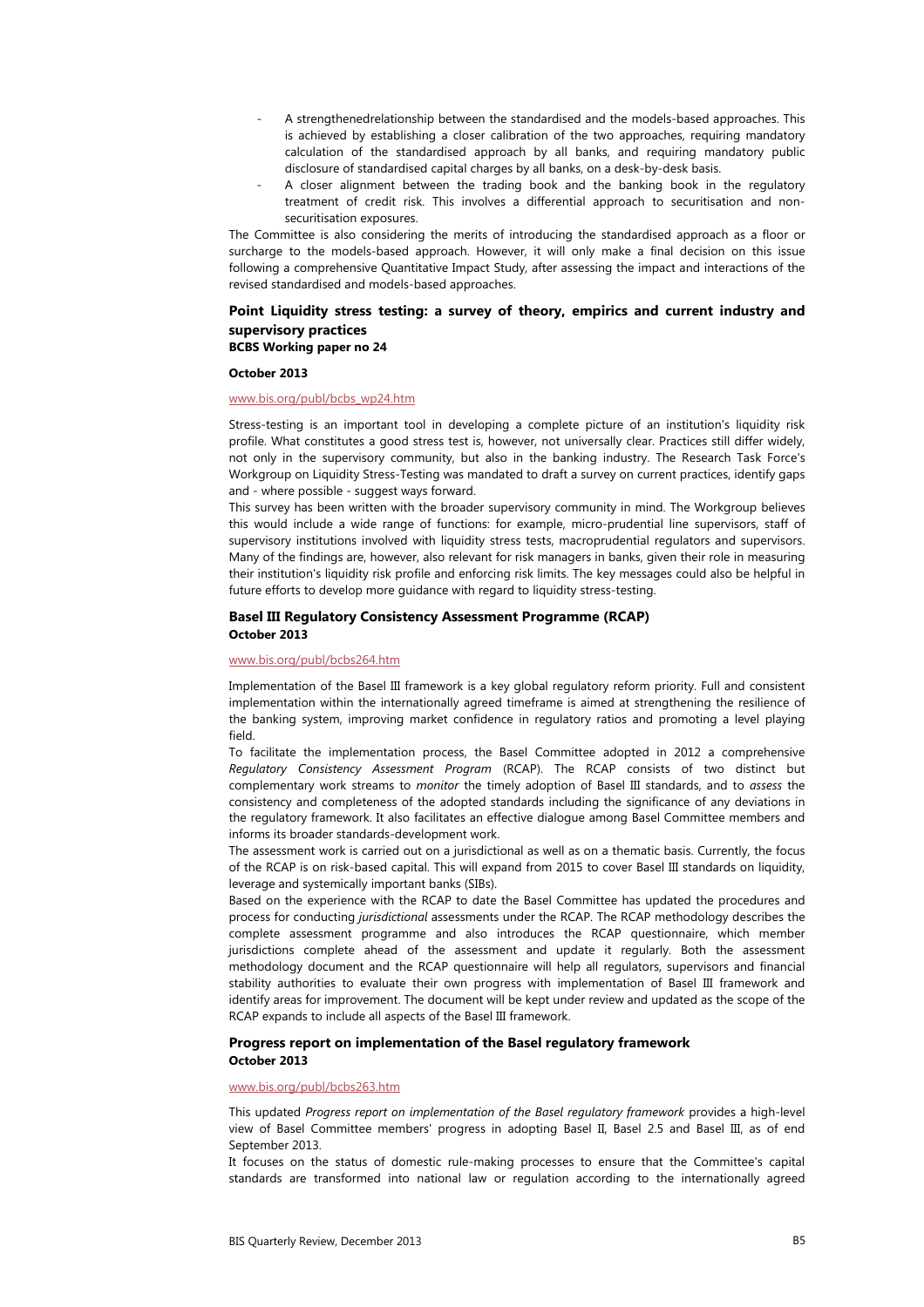- A strengthenedrelationship between the standardised and the models-based approaches. This is achieved by establishing a closer calibration of the two approaches, requiring mandatory calculation of the standardised approach by all banks, and requiring mandatory public disclosure of standardised capital charges by all banks, on a desk-by-desk basis.
- A closer alignment between the trading book and the banking book in the regulatory treatment of credit risk. This involves a differential approach to securitisation and non-securitisation exposures.

The Committee is also considering the merits of introducing the standardised approach as a floor or surcharge to the models-based approach. However, it will only make a final decision on this issue following a comprehensive Quantitative Impact Study, after assessing the impact and interactions of the revised standardised and models-based approaches.

### Point Liquidity stress testing: a survey of theory, empirics and current industry and supervisory practices

**BCBS Working paper no 24**

**October 2013**

www.bis.org/publ/bcbs_wp24.htm

Stress-testing is an important tool in developing a complete picture of an institution's liquidity risk profile. What constitutes a good stress test is, however, not universally clear. Practices still differ widely, not only in the supervisory community, but also in the banking industry. The Research Task Force's Workgroup on Liquidity Stress-Testing was mandated to draft a survey on current practices, identify gaps and - where possible - suggest ways forward.

This survey has been written with the broader supervisory community in mind. The Workgroup believes this would include a wide range of functions: for example, micro-prudential line supervisors, staff of supervisory institutions involved with liquidity stress tests, macroprudential regulators and supervisors. Many of the findings are, however, also relevant for risk managers in banks, given their role in measuring their institution's liquidity risk profile and enforcing risk limits. The key messages could also be helpful in future efforts to develop more guidance with regard to liquidity stress-testing.

### Basel III Regulatory Consistency Assessment Programme (RCAP)

**October 2013**

www.bis.org/publ/bcbs264.htm

Implementation of the Basel III framework is a key global regulatory reform priority. Full and consistent implementation within the internationally agreed timeframe is aimed at strengthening the resilience of the banking system, improving market confidence in regulatory ratios and promoting a level playing field.

To facilitate the implementation process, the Basel Committee adopted in 2012 a comprehensive *Regulatory Consistency Assessment Program* (RCAP). The RCAP consists of two distinct but complementary work streams to *monitor* the timely adoption of Basel III standards, and to *assess* the consistency and completeness of the adopted standards including the significance of any deviations in the regulatory framework. It also facilitates an effective dialogue among Basel Committee members and informs its broader standards-development work.

The assessment work is carried out on a jurisdictional as well as on a thematic basis. Currently, the focus of the RCAP is on risk-based capital. This will expand from 2015 to cover Basel III standards on liquidity, leverage and systemically important banks (SIBs).

Based on the experience with the RCAP to date the Basel Committee has updated the procedures and process for conducting *jurisdictional* assessments under the RCAP. The RCAP methodology describes the complete assessment programme and also introduces the RCAP questionnaire, which member jurisdictions complete ahead of the assessment and update it regularly. Both the assessment methodology document and the RCAP questionnaire will help all regulators, supervisors and financial stability authorities to evaluate their own progress with implementation of Basel III framework and identify areas for improvement. The document will be kept under review and updated as the scope of the RCAP expands to include all aspects of the Basel III framework.

### Progress report on implementation of the Basel regulatory framework

**October 2013**

www.bis.org/publ/bcbs263.htm

This updated *Progress report on implementation of the Basel regulatory framework* provides a high-level view of Basel Committee members' progress in adopting Basel II, Basel 2.5 and Basel III, as of end September 2013.

It focuses on the status of domestic rule-making processes to ensure that the Committee's capital standards are transformed into national law or regulation according to the internationally agreed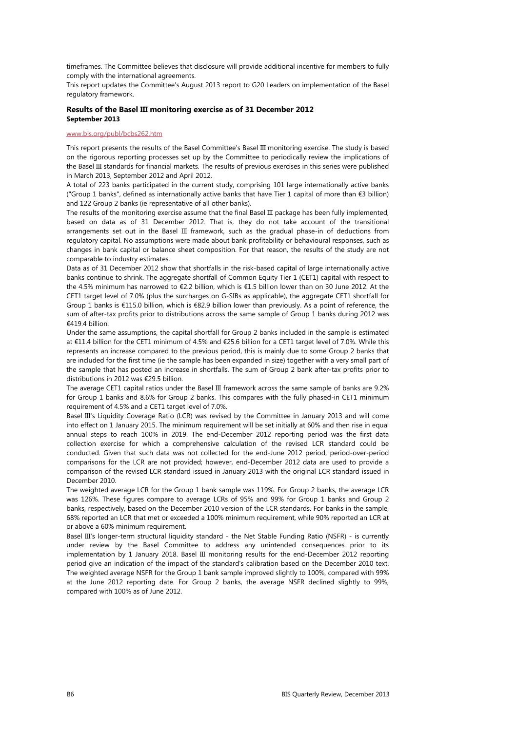timeframes. The Committee believes that disclosure will provide additional incentive for members to fully comply with the international agreements.

This report updates the Committee's August 2013 report to G20 Leaders on implementation of the Basel regulatory framework.

### Results of the Basel III monitoring exercise as of 31 December 2012
**September 2013**

www.bis.org/publ/bcbs262.htm

This report presents the results of the Basel Committee's Basel III monitoring exercise. The study is based on the rigorous reporting processes set up by the Committee to periodically review the implications of the Basel III standards for financial markets. The results of previous exercises in this series were published in March 2013, September 2012 and April 2012.

A total of 223 banks participated in the current study, comprising 101 large internationally active banks ("Group 1 banks", defined as internationally active banks that have Tier 1 capital of more than €3 billion) and 122 Group 2 banks (ie representative of all other banks).

The results of the monitoring exercise assume that the final Basel III package has been fully implemented, based on data as of 31 December 2012. That is, they do not take account of the transitional arrangements set out in the Basel III framework, such as the gradual phase-in of deductions from regulatory capital. No assumptions were made about bank profitability or behavioural responses, such as changes in bank capital or balance sheet composition. For that reason, the results of the study are not comparable to industry estimates.

Data as of 31 December 2012 show that shortfalls in the risk-based capital of large internationally active banks continue to shrink. The aggregate shortfall of Common Equity Tier 1 (CET1) capital with respect to the 4.5% minimum has narrowed to €2.2 billion, which is €1.5 billion lower than on 30 June 2012. At the CET1 target level of 7.0% (plus the surcharges on G-SIBs as applicable), the aggregate CET1 shortfall for Group 1 banks is €115.0 billion, which is €82.9 billion lower than previously. As a point of reference, the sum of after-tax profits prior to distributions across the same sample of Group 1 banks during 2012 was €419.4 billion.

Under the same assumptions, the capital shortfall for Group 2 banks included in the sample is estimated at €11.4 billion for the CET1 minimum of 4.5% and €25.6 billion for a CET1 target level of 7.0%. While this represents an increase compared to the previous period, this is mainly due to some Group 2 banks that are included for the first time (ie the sample has been expanded in size) together with a very small part of the sample that has posted an increase in shortfalls. The sum of Group 2 bank after-tax profits prior to distributions in 2012 was €29.5 billion.

The average CET1 capital ratios under the Basel III framework across the same sample of banks are 9.2% for Group 1 banks and 8.6% for Group 2 banks. This compares with the fully phased-in CET1 minimum requirement of 4.5% and a CET1 target level of 7.0%.

Basel III's Liquidity Coverage Ratio (LCR) was revised by the Committee in January 2013 and will come into effect on 1 January 2015. The minimum requirement will be set initially at 60% and then rise in equal annual steps to reach 100% in 2019. The end-December 2012 reporting period was the first data collection exercise for which a comprehensive calculation of the revised LCR standard could be conducted. Given that such data was not collected for the end-June 2012 period, period-over-period comparisons for the LCR are not provided; however, end-December 2012 data are used to provide a comparison of the revised LCR standard issued in January 2013 with the original LCR standard issued in December 2010.

The weighted average LCR for the Group 1 bank sample was 119%. For Group 2 banks, the average LCR was 126%. These figures compare to average LCRs of 95% and 99% for Group 1 banks and Group 2 banks, respectively, based on the December 2010 version of the LCR standards. For banks in the sample, 68% reported an LCR that met or exceeded a 100% minimum requirement, while 90% reported an LCR at or above a 60% minimum requirement.

Basel III's longer-term structural liquidity standard - the Net Stable Funding Ratio (NSFR) - is currently under review by the Basel Committee to address any unintended consequences prior to its implementation by 1 January 2018. Basel III monitoring results for the end-December 2012 reporting period give an indication of the impact of the standard's calibration based on the December 2010 text. The weighted average NSFR for the Group 1 bank sample improved slightly to 100%, compared with 99% at the June 2012 reporting date. For Group 2 banks, the average NSFR declined slightly to 99%, compared with 100% as of June 2012.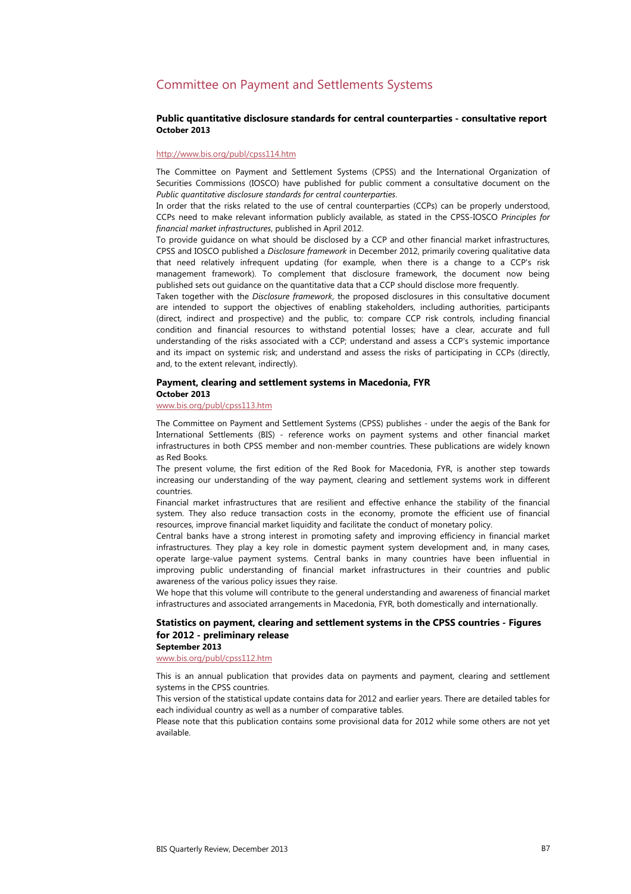## Committee on Payment and Settlements Systems

### Public quantitative disclosure standards for central counterparties - consultative report
**October 2013**

http://www.bis.org/publ/cpss114.htm

The Committee on Payment and Settlement Systems (CPSS) and the International Organization of Securities Commissions (IOSCO) have published for public comment a consultative document on the *Public quantitative disclosure standards for central counterparties*.

In order that the risks related to the use of central counterparties (CCPs) can be properly understood, CCPs need to make relevant information publicly available, as stated in the CPSS-IOSCO *Principles for financial market infrastructures*, published in April 2012.

To provide guidance on what should be disclosed by a CCP and other financial market infrastructures, CPSS and IOSCO published a *Disclosure framework* in December 2012, primarily covering qualitative data that need relatively infrequent updating (for example, when there is a change to a CCP's risk management framework). To complement that disclosure framework, the document now being published sets out guidance on the quantitative data that a CCP should disclose more frequently.

Taken together with the *Disclosure framework*, the proposed disclosures in this consultative document are intended to support the objectives of enabling stakeholders, including authorities, participants (direct, indirect and prospective) and the public, to: compare CCP risk controls, including financial condition and financial resources to withstand potential losses; have a clear, accurate and full understanding of the risks associated with a CCP; understand and assess a CCP's systemic importance and its impact on systemic risk; and understand and assess the risks of participating in CCPs (directly, and, to the extent relevant, indirectly).

### Payment, clearing and settlement systems in Macedonia, FYR
**October 2013**

www.bis.org/publ/cpss113.htm

The Committee on Payment and Settlement Systems (CPSS) publishes - under the aegis of the Bank for International Settlements (BIS) - reference works on payment systems and other financial market infrastructures in both CPSS member and non-member countries. These publications are widely known as Red Books.

The present volume, the first edition of the Red Book for Macedonia, FYR, is another step towards increasing our understanding of the way payment, clearing and settlement systems work in different countries.

Financial market infrastructures that are resilient and effective enhance the stability of the financial system. They also reduce transaction costs in the economy, promote the efficient use of financial resources, improve financial market liquidity and facilitate the conduct of monetary policy.

Central banks have a strong interest in promoting safety and improving efficiency in financial market infrastructures. They play a key role in domestic payment system development and, in many cases, operate large-value payment systems. Central banks in many countries have been influential in improving public understanding of financial market infrastructures in their countries and public awareness of the various policy issues they raise.

We hope that this volume will contribute to the general understanding and awareness of financial market infrastructures and associated arrangements in Macedonia, FYR, both domestically and internationally.

### Statistics on payment, clearing and settlement systems in the CPSS countries - Figures for 2012 - preliminary release
**September 2013**

www.bis.org/publ/cpss112.htm

This is an annual publication that provides data on payments and payment, clearing and settlement systems in the CPSS countries.

This version of the statistical update contains data for 2012 and earlier years. There are detailed tables for each individual country as well as a number of comparative tables.

Please note that this publication contains some provisional data for 2012 while some others are not yet available.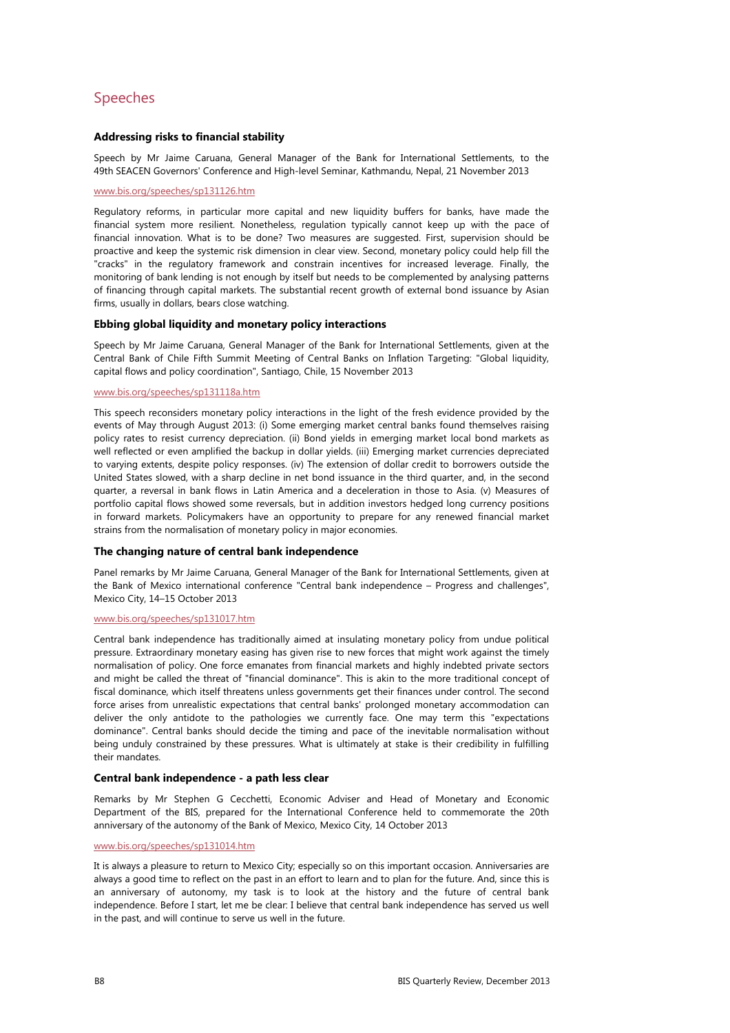## Speeches

### Addressing risks to financial stability

Speech by Mr Jaime Caruana, General Manager of the Bank for International Settlements, to the 49th SEACEN Governors' Conference and High-level Seminar, Kathmandu, Nepal, 21 November 2013

www.bis.org/speeches/sp131126.htm

Regulatory reforms, in particular more capital and new liquidity buffers for banks, have made the financial system more resilient. Nonetheless, regulation typically cannot keep up with the pace of financial innovation. What is to be done? Two measures are suggested. First, supervision should be proactive and keep the systemic risk dimension in clear view. Second, monetary policy could help fill the "cracks" in the regulatory framework and constrain incentives for increased leverage. Finally, the monitoring of bank lending is not enough by itself but needs to be complemented by analysing patterns of financing through capital markets. The substantial recent growth of external bond issuance by Asian firms, usually in dollars, bears close watching.

### Ebbing global liquidity and monetary policy interactions

Speech by Mr Jaime Caruana, General Manager of the Bank for International Settlements, given at the Central Bank of Chile Fifth Summit Meeting of Central Banks on Inflation Targeting: "Global liquidity, capital flows and policy coordination", Santiago, Chile, 15 November 2013

www.bis.org/speeches/sp131118a.htm

This speech reconsiders monetary policy interactions in the light of the fresh evidence provided by the events of May through August 2013: (i) Some emerging market central banks found themselves raising policy rates to resist currency depreciation. (ii) Bond yields in emerging market local bond markets as well reflected or even amplified the backup in dollar yields. (iii) Emerging market currencies depreciated to varying extents, despite policy responses. (iv) The extension of dollar credit to borrowers outside the United States slowed, with a sharp decline in net bond issuance in the third quarter, and, in the second quarter, a reversal in bank flows in Latin America and a deceleration in those to Asia. (v) Measures of portfolio capital flows showed some reversals, but in addition investors hedged long currency positions in forward markets. Policymakers have an opportunity to prepare for any renewed financial market strains from the normalisation of monetary policy in major economies.

### The changing nature of central bank independence

Panel remarks by Mr Jaime Caruana, General Manager of the Bank for International Settlements, given at the Bank of Mexico international conference "Central bank independence – Progress and challenges", Mexico City, 14–15 October 2013

www.bis.org/speeches/sp131017.htm

Central bank independence has traditionally aimed at insulating monetary policy from undue political pressure. Extraordinary monetary easing has given rise to new forces that might work against the timely normalisation of policy. One force emanates from financial markets and highly indebted private sectors and might be called the threat of "financial dominance". This is akin to the more traditional concept of fiscal dominance, which itself threatens unless governments get their finances under control. The second force arises from unrealistic expectations that central banks' prolonged monetary accommodation can deliver the only antidote to the pathologies we currently face. One may term this "expectations dominance". Central banks should decide the timing and pace of the inevitable normalisation without being unduly constrained by these pressures. What is ultimately at stake is their credibility in fulfilling their mandates.

### Central bank independence - a path less clear

Remarks by Mr Stephen G Cecchetti, Economic Adviser and Head of Monetary and Economic Department of the BIS, prepared for the International Conference held to commemorate the 20th anniversary of the autonomy of the Bank of Mexico, Mexico City, 14 October 2013

www.bis.org/speeches/sp131014.htm

It is always a pleasure to return to Mexico City; especially so on this important occasion. Anniversaries are always a good time to reflect on the past in an effort to learn and to plan for the future. And, since this is an anniversary of autonomy, my task is to look at the history and the future of central bank independence. Before I start, let me be clear: I believe that central bank independence has served us well in the past, and will continue to serve us well in the future.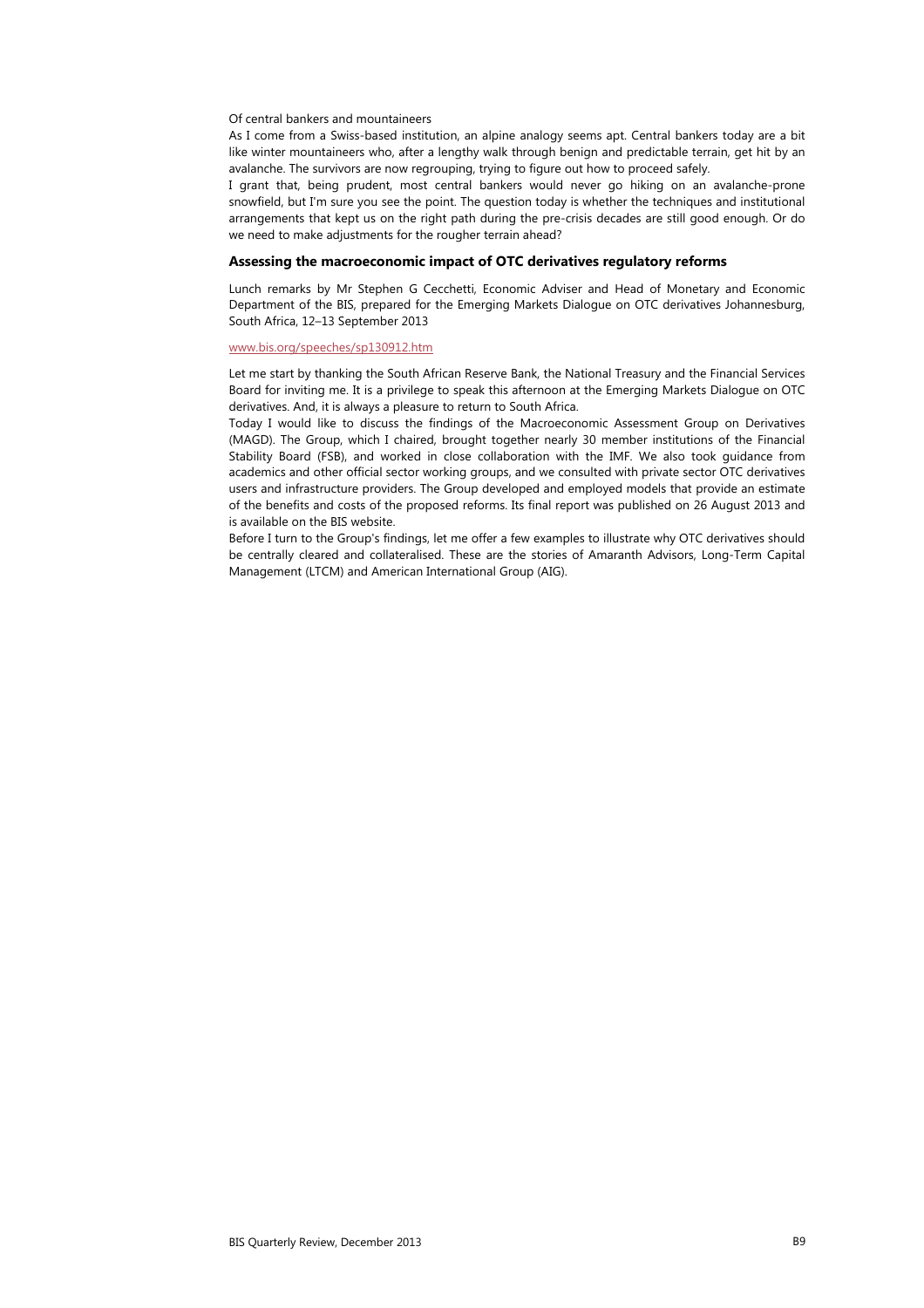Of central bankers and mountaineers

As I come from a Swiss-based institution, an alpine analogy seems apt. Central bankers today are a bit like winter mountaineers who, after a lengthy walk through benign and predictable terrain, get hit by an avalanche. The survivors are now regrouping, trying to figure out how to proceed safely.

I grant that, being prudent, most central bankers would never go hiking on an avalanche-prone snowfield, but I'm sure you see the point. The question today is whether the techniques and institutional arrangements that kept us on the right path during the pre-crisis decades are still good enough. Or do we need to make adjustments for the rougher terrain ahead?

### Assessing the macroeconomic impact of OTC derivatives regulatory reforms

Lunch remarks by Mr Stephen G Cecchetti, Economic Adviser and Head of Monetary and Economic Department of the BIS, prepared for the Emerging Markets Dialogue on OTC derivatives Johannesburg, South Africa, 12–13 September 2013

www.bis.org/speeches/sp130912.htm

Let me start by thanking the South African Reserve Bank, the National Treasury and the Financial Services Board for inviting me. It is a privilege to speak this afternoon at the Emerging Markets Dialogue on OTC derivatives. And, it is always a pleasure to return to South Africa.

Today I would like to discuss the findings of the Macroeconomic Assessment Group on Derivatives (MAGD). The Group, which I chaired, brought together nearly 30 member institutions of the Financial Stability Board (FSB), and worked in close collaboration with the IMF. We also took guidance from academics and other official sector working groups, and we consulted with private sector OTC derivatives users and infrastructure providers. The Group developed and employed models that provide an estimate of the benefits and costs of the proposed reforms. Its final report was published on 26 August 2013 and is available on the BIS website.

Before I turn to the Group's findings, let me offer a few examples to illustrate why OTC derivatives should be centrally cleared and collateralised. These are the stories of Amaranth Advisors, Long-Term Capital Management (LTCM) and American International Group (AIG).